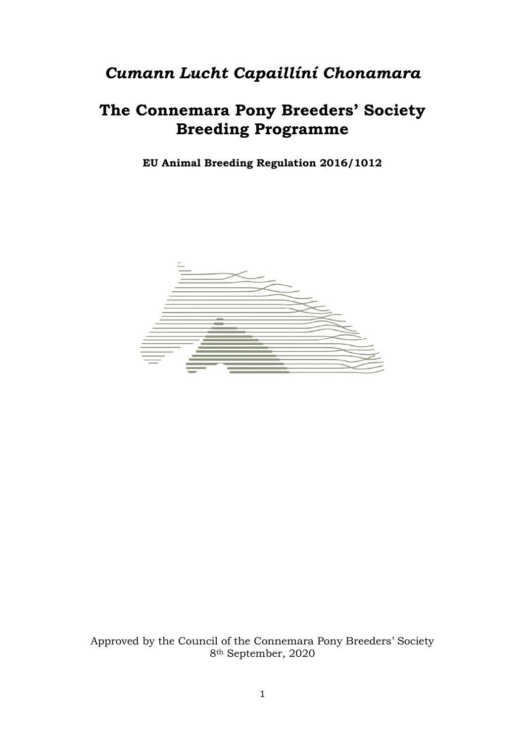# *Cumann Lucht Capaillíní Chonamara*

# The Connemara Pony Breeders' Society Breeding Programme

**EU Animal Breeding Regulation 2016/1012**

Approved by the Council of the Connemara Pony Breeders' Society
8th September, 2020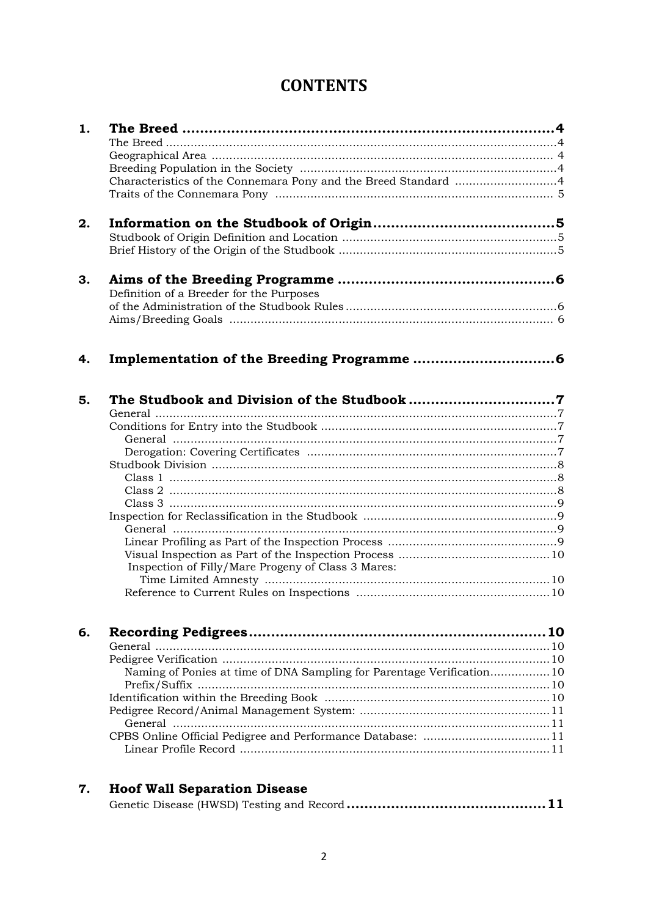# CONTENTS

| | | |
|---|---|---|
| **1.** | **The Breed** | **4** |
| | The Breed | 4 |
| | Geographical Area | 4 |
| | Breeding Population in the Society | 4 |
| | Characteristics of the Connemara Pony and the Breed Standard | 4 |
| | Traits of the Connemara Pony | 5 |
| **2.** | **Information on the Studbook of Origin** | **5** |
| | Studbook of Origin Definition and Location | 5 |
| | Brief History of the Origin of the Studbook | 5 |
| **3.** | **Aims of the Breeding Programme** | **6** |
| | Definition of a Breeder for the Purposes of the Administration of the Studbook Rules | 6 |
| | Aims/Breeding Goals | 6 |
| **4.** | **Implementation of the Breeding Programme** | **6** |
| **5.** | **The Studbook and Division of the Studbook** | **7** |
| | General | 7 |
| | Conditions for Entry into the Studbook | 7 |
| | General | 7 |
| | Derogation: Covering Certificates | 7 |
| | Studbook Division | 8 |
| | Class 1 | 8 |
| | Class 2 | 8 |
| | Class 3 | 9 |
| | Inspection for Reclassification in the Studbook | 9 |
| | General | 9 |
| | Linear Profiling as Part of the Inspection Process | 9 |
| | Visual Inspection as Part of the Inspection Process | 10 |
| | Inspection of Filly/Mare Progeny of Class 3 Mares: Time Limited Amnesty | 10 |
| | Reference to Current Rules on Inspections | 10 |
| **6.** | **Recording Pedigrees** | **10** |
| | General | 10 |
| | Pedigree Verification | 10 |
| | Naming of Ponies at time of DNA Sampling for Parentage Verification | 10 |
| | Prefix/Suffix | 10 |
| | Identification within the Breeding Book | 10 |
| | Pedigree Record/Animal Management System: | 11 |
| | General | 11 |
| | CPBS Online Official Pedigree and Performance Database: | 11 |
| | Linear Profile Record | 11 |
| **7.** | **Hoof Wall Separation Disease** | |
| | Genetic Disease (HWSD) Testing and Record | **11** |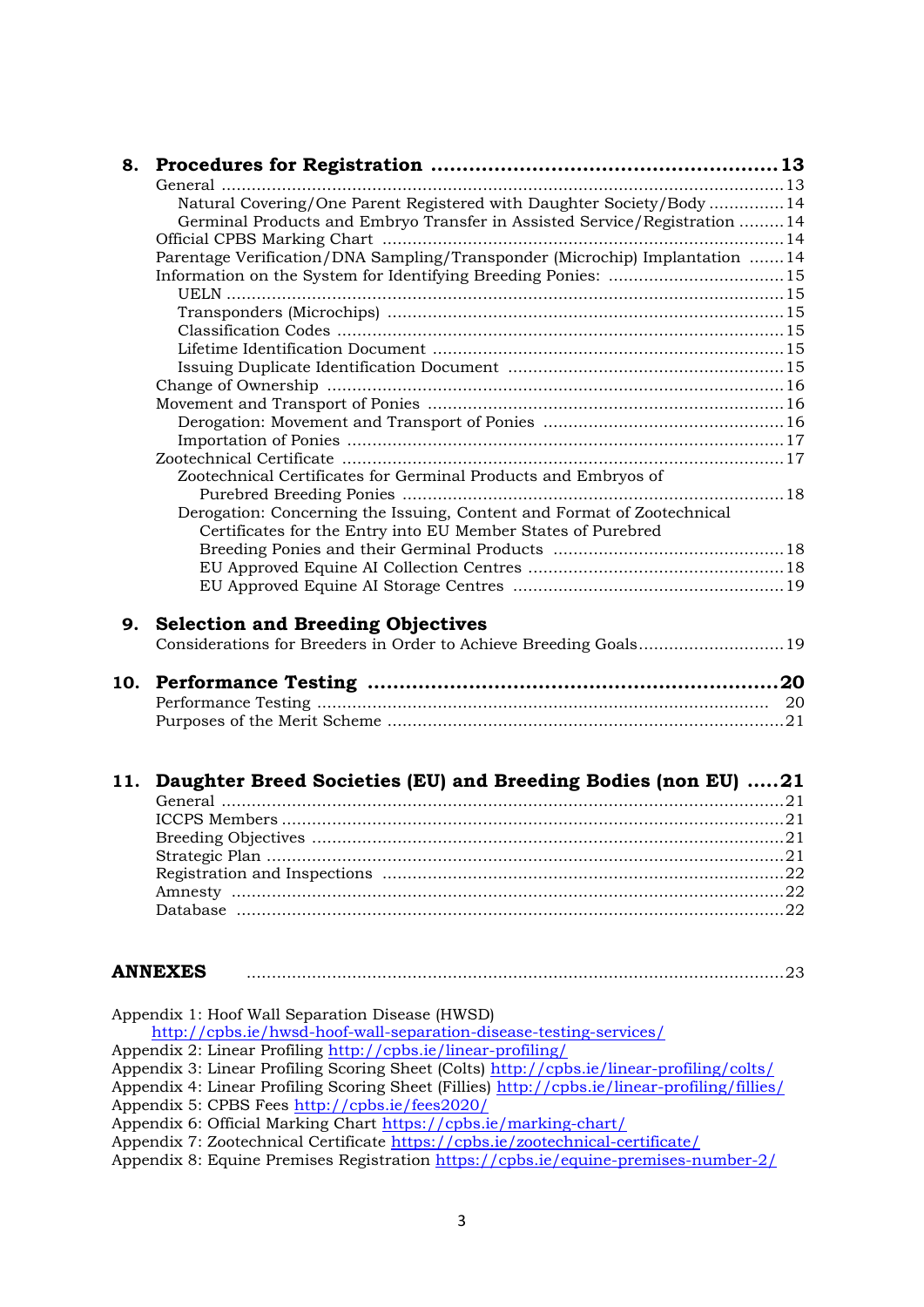**8. Procedures for Registration** .......................................................... **13**

General ........................................................................................................13

- Natural Covering/One Parent Registered with Daughter Society/Body ...............14
- Germinal Products and Embryo Transfer in Assisted Service/Registration .........14

Official CPBS Marking Chart ........................................................................14

Parentage Verification/DNA Sampling/Transponder (Microchip) Implantation .......14

Information on the System for Identifying Breeding Ponies: ..................................15

- UELN .......................................................................................................15
- Transponders (Microchips) .........................................................................15
- Classification Codes ..................................................................................15
- Lifetime Identification Document ...............................................................15
- Issuing Duplicate Identification Document ..................................................15

Change of Ownership ..................................................................................16

Movement and Transport of Ponies ..............................................................16

- Derogation: Movement and Transport of Ponies ...........................................16
- Importation of Ponies ...............................................................................17

Zootechnical Certificate ...............................................................................17

- Zootechnical Certificates for Germinal Products and Embryos of Purebred Breeding Ponies .........................................................................18
- Derogation: Concerning the Issuing, Content and Format of Zootechnical Certificates for the Entry into EU Member States of Purebred Breeding Ponies and their Germinal Products .............................................18
    - EU Approved Equine AI Collection Centres ..............................................18
    - EU Approved Equine AI Storage Centres .................................................19

**9. Selection and Breeding Objectives**

Considerations for Breeders in Order to Achieve Breeding Goals.............................19

**10. Performance Testing** ................................................................ **20**

Performance Testing ....................................................................................20

Purposes of the Merit Scheme ......................................................................21

**11. Daughter Breed Societies (EU) and Breeding Bodies (non EU)** .....**21**

General ........................................................................................................21

ICCPS Members ...........................................................................................21

Breeding Objectives .....................................................................................21

Strategic Plan ..............................................................................................21

Registration and Inspections ........................................................................22

Amnesty ......................................................................................................22

Database .....................................................................................................22

**ANNEXES** ...............................................................................................23

Appendix 1: Hoof Wall Separation Disease (HWSD) http://cpbs.ie/hwsd-hoof-wall-separation-disease-testing-services/

Appendix 2: Linear Profiling http://cpbs.ie/linear-profiling/

Appendix 3: Linear Profiling Scoring Sheet (Colts) http://cpbs.ie/linear-profiling/colts/

Appendix 4: Linear Profiling Scoring Sheet (Fillies) http://cpbs.ie/linear-profiling/fillies/

Appendix 5: CPBS Fees http://cpbs.ie/fees2020/

Appendix 6: Official Marking Chart https://cpbs.ie/marking-chart/

Appendix 7: Zootechnical Certificate https://cpbs.ie/zootechnical-certificate/

Appendix 8: Equine Premises Registration https://cpbs.ie/equine-premises-number-2/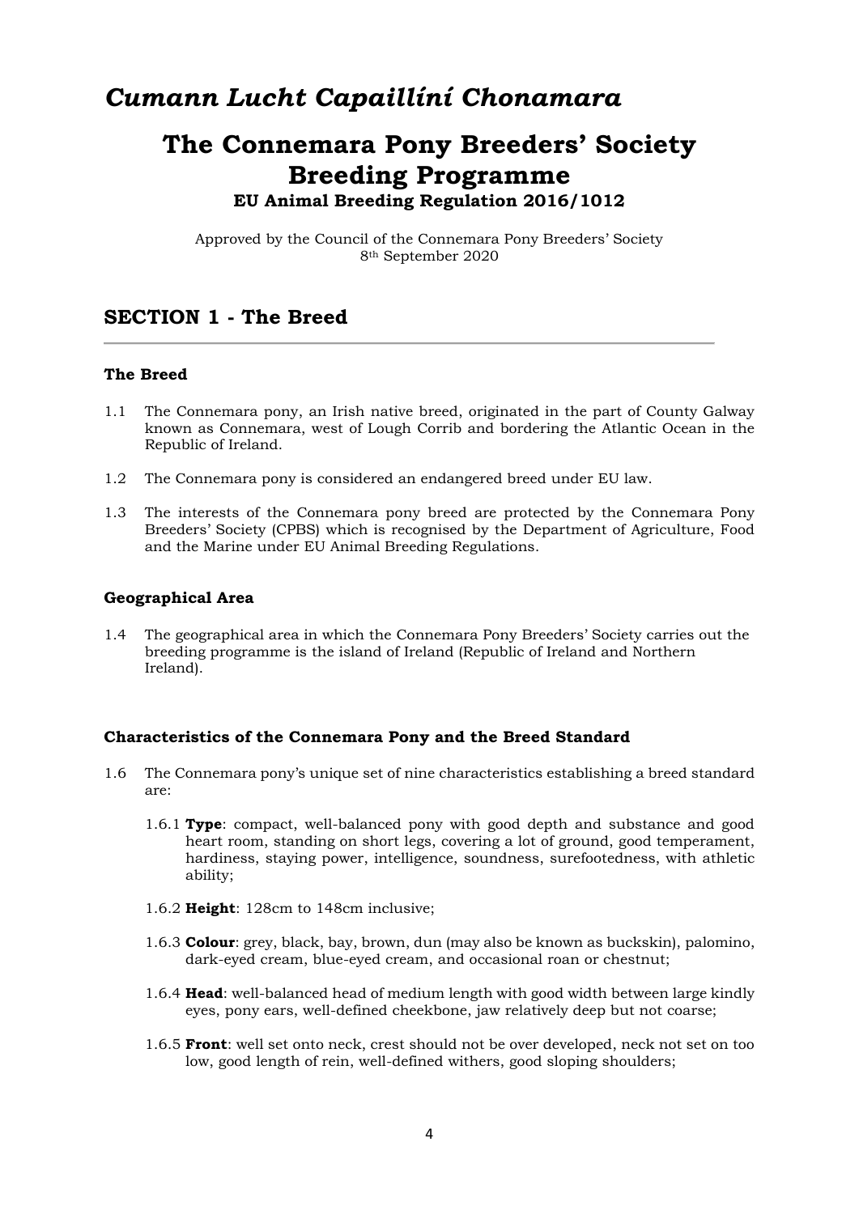# *Cumann Lucht Capaillíní Chonamara*

# The Connemara Pony Breeders' Society Breeding Programme

### EU Animal Breeding Regulation 2016/1012

Approved by the Council of the Connemara Pony Breeders' Society
8th September 2020

## SECTION 1 - The Breed

### The Breed

1.1 The Connemara pony, an Irish native breed, originated in the part of County Galway known as Connemara, west of Lough Corrib and bordering the Atlantic Ocean in the Republic of Ireland.

1.2 The Connemara pony is considered an endangered breed under EU law.

1.3 The interests of the Connemara pony breed are protected by the Connemara Pony Breeders' Society (CPBS) which is recognised by the Department of Agriculture, Food and the Marine under EU Animal Breeding Regulations.

### Geographical Area

1.4 The geographical area in which the Connemara Pony Breeders' Society carries out the breeding programme is the island of Ireland (Republic of Ireland and Northern Ireland).

### Characteristics of the Connemara Pony and the Breed Standard

1.6 The Connemara pony's unique set of nine characteristics establishing a breed standard are:

1.6.1 **Type**: compact, well-balanced pony with good depth and substance and good heart room, standing on short legs, covering a lot of ground, good temperament, hardiness, staying power, intelligence, soundness, surefootedness, with athletic ability;

1.6.2 **Height**: 128cm to 148cm inclusive;

1.6.3 **Colour**: grey, black, bay, brown, dun (may also be known as buckskin), palomino, dark-eyed cream, blue-eyed cream, and occasional roan or chestnut;

1.6.4 **Head**: well-balanced head of medium length with good width between large kindly eyes, pony ears, well-defined cheekbone, jaw relatively deep but not coarse;

1.6.5 **Front**: well set onto neck, crest should not be over developed, neck not set on too low, good length of rein, well-defined withers, good sloping shoulders;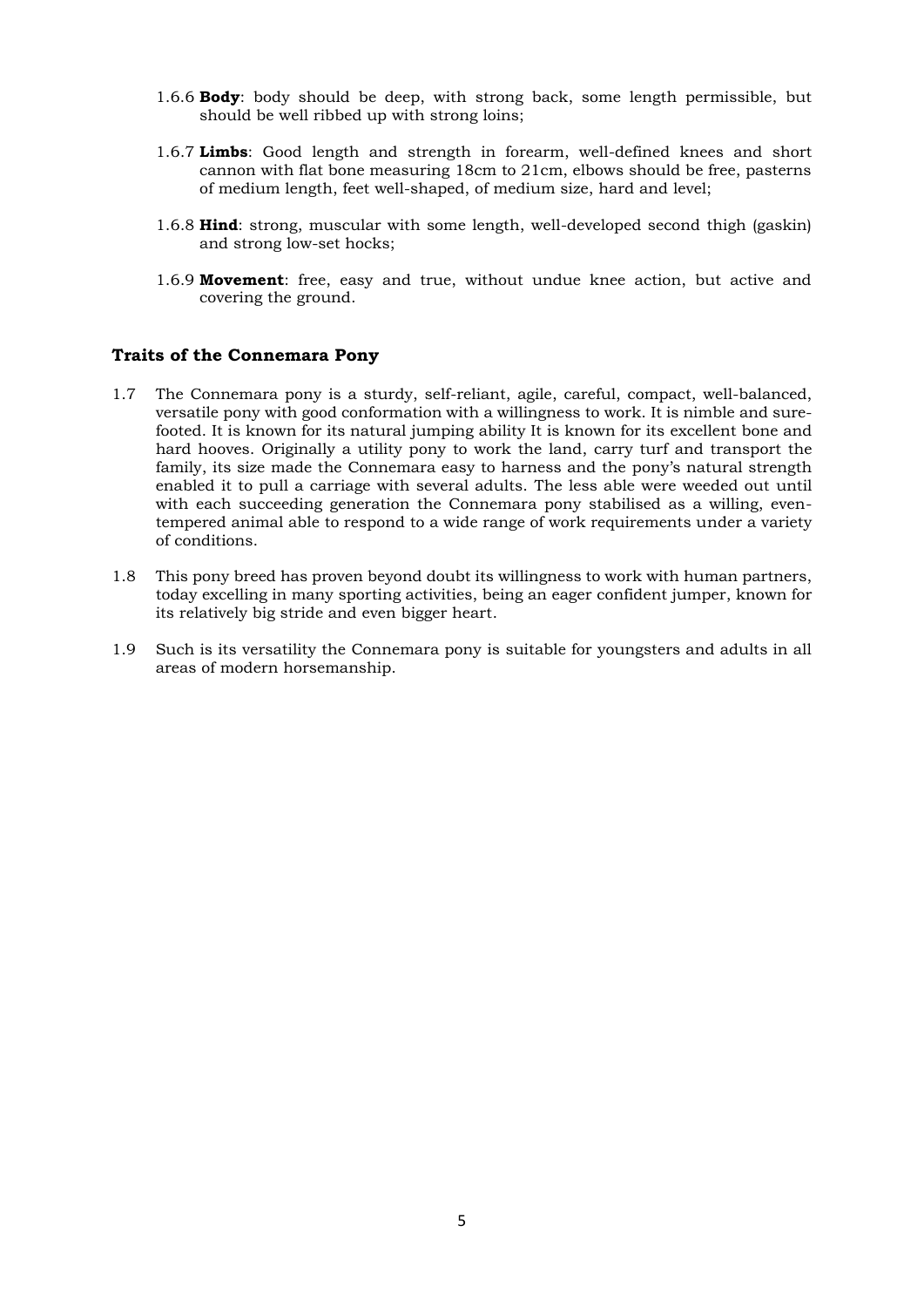1.6.6 **Body**: body should be deep, with strong back, some length permissible, but should be well ribbed up with strong loins;

1.6.7 **Limbs**: Good length and strength in forearm, well-defined knees and short cannon with flat bone measuring 18cm to 21cm, elbows should be free, pasterns of medium length, feet well-shaped, of medium size, hard and level;

1.6.8 **Hind**: strong, muscular with some length, well-developed second thigh (gaskin) and strong low-set hocks;

1.6.9 **Movement**: free, easy and true, without undue knee action, but active and covering the ground.

### Traits of the Connemara Pony

1.7 The Connemara pony is a sturdy, self-reliant, agile, careful, compact, well-balanced, versatile pony with good conformation with a willingness to work. It is nimble and sure-footed. It is known for its natural jumping ability It is known for its excellent bone and hard hooves. Originally a utility pony to work the land, carry turf and transport the family, its size made the Connemara easy to harness and the pony's natural strength enabled it to pull a carriage with several adults. The less able were weeded out until with each succeeding generation the Connemara pony stabilised as a willing, even-tempered animal able to respond to a wide range of work requirements under a variety of conditions.

1.8 This pony breed has proven beyond doubt its willingness to work with human partners, today excelling in many sporting activities, being an eager confident jumper, known for its relatively big stride and even bigger heart.

1.9 Such is its versatility the Connemara pony is suitable for youngsters and adults in all areas of modern horsemanship.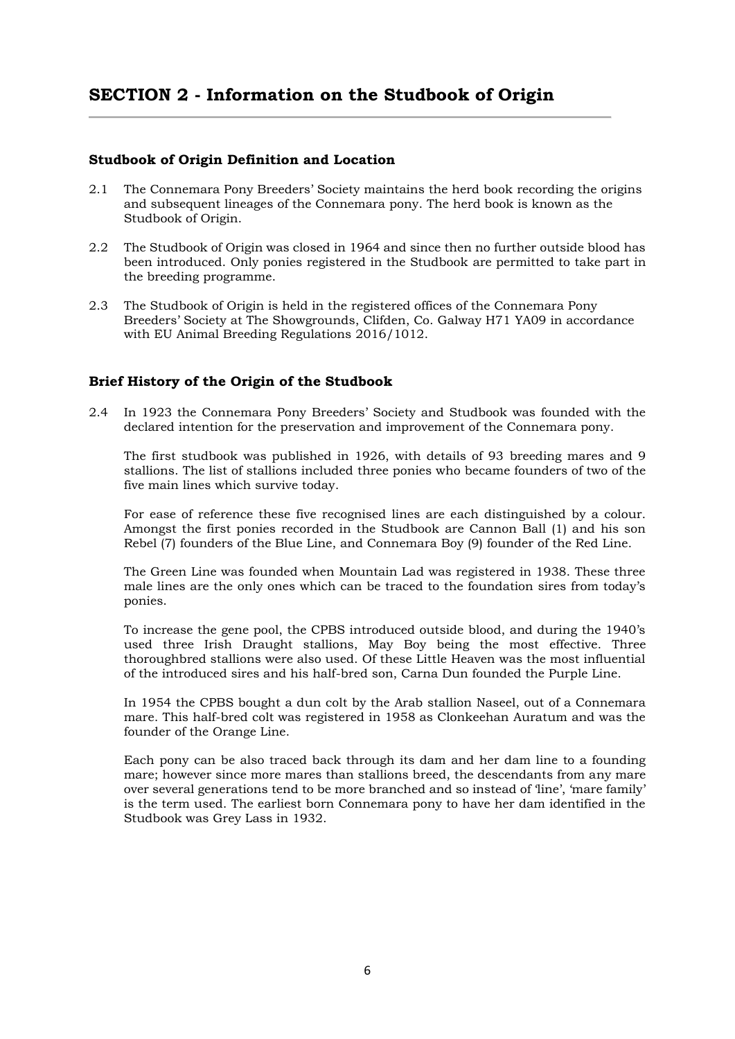## SECTION 2 - Information on the Studbook of Origin

### Studbook of Origin Definition and Location

2.1 The Connemara Pony Breeders' Society maintains the herd book recording the origins and subsequent lineages of the Connemara pony. The herd book is known as the Studbook of Origin.

2.2 The Studbook of Origin was closed in 1964 and since then no further outside blood has been introduced. Only ponies registered in the Studbook are permitted to take part in the breeding programme.

2.3 The Studbook of Origin is held in the registered offices of the Connemara Pony Breeders' Society at The Showgrounds, Clifden, Co. Galway H71 YA09 in accordance with EU Animal Breeding Regulations 2016/1012.

### Brief History of the Origin of the Studbook

2.4 In 1923 the Connemara Pony Breeders' Society and Studbook was founded with the declared intention for the preservation and improvement of the Connemara pony.

The first studbook was published in 1926, with details of 93 breeding mares and 9 stallions. The list of stallions included three ponies who became founders of two of the five main lines which survive today.

For ease of reference these five recognised lines are each distinguished by a colour. Amongst the first ponies recorded in the Studbook are Cannon Ball (1) and his son Rebel (7) founders of the Blue Line, and Connemara Boy (9) founder of the Red Line.

The Green Line was founded when Mountain Lad was registered in 1938. These three male lines are the only ones which can be traced to the foundation sires from today's ponies.

To increase the gene pool, the CPBS introduced outside blood, and during the 1940's used three Irish Draught stallions, May Boy being the most effective. Three thoroughbred stallions were also used. Of these Little Heaven was the most influential of the introduced sires and his half-bred son, Carna Dun founded the Purple Line.

In 1954 the CPBS bought a dun colt by the Arab stallion Naseel, out of a Connemara mare. This half-bred colt was registered in 1958 as Clonkeehan Auratum and was the founder of the Orange Line.

Each pony can be also traced back through its dam and her dam line to a founding mare; however since more mares than stallions breed, the descendants from any mare over several generations tend to be more branched and so instead of 'line', 'mare family' is the term used. The earliest born Connemara pony to have her dam identified in the Studbook was Grey Lass in 1932.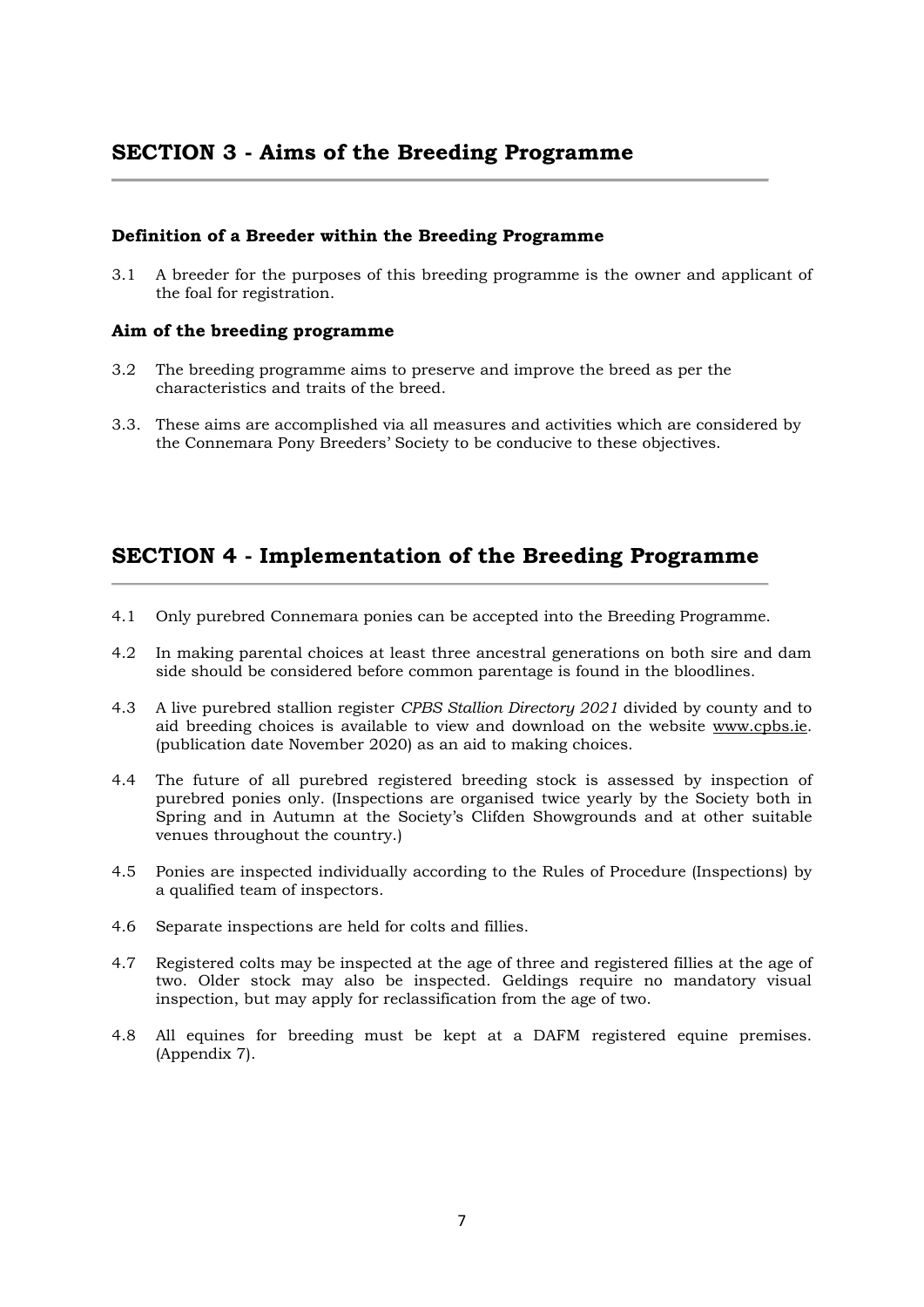## SECTION 3 - Aims of the Breeding Programme

### Definition of a Breeder within the Breeding Programme

3.1 A breeder for the purposes of this breeding programme is the owner and applicant of the foal for registration.

### Aim of the breeding programme

3.2 The breeding programme aims to preserve and improve the breed as per the characteristics and traits of the breed.

3.3. These aims are accomplished via all measures and activities which are considered by the Connemara Pony Breeders' Society to be conducive to these objectives.

## SECTION 4 - Implementation of the Breeding Programme

4.1 Only purebred Connemara ponies can be accepted into the Breeding Programme.

4.2 In making parental choices at least three ancestral generations on both sire and dam side should be considered before common parentage is found in the bloodlines.

4.3 A live purebred stallion register *CPBS Stallion Directory 2021* divided by county and to aid breeding choices is available to view and download on the website www.cpbs.ie. (publication date November 2020) as an aid to making choices.

4.4 The future of all purebred registered breeding stock is assessed by inspection of purebred ponies only. (Inspections are organised twice yearly by the Society both in Spring and in Autumn at the Society's Clifden Showgrounds and at other suitable venues throughout the country.)

4.5 Ponies are inspected individually according to the Rules of Procedure (Inspections) by a qualified team of inspectors.

4.6 Separate inspections are held for colts and fillies.

4.7 Registered colts may be inspected at the age of three and registered fillies at the age of two. Older stock may also be inspected. Geldings require no mandatory visual inspection, but may apply for reclassification from the age of two.

4.8 All equines for breeding must be kept at a DAFM registered equine premises. (Appendix 7).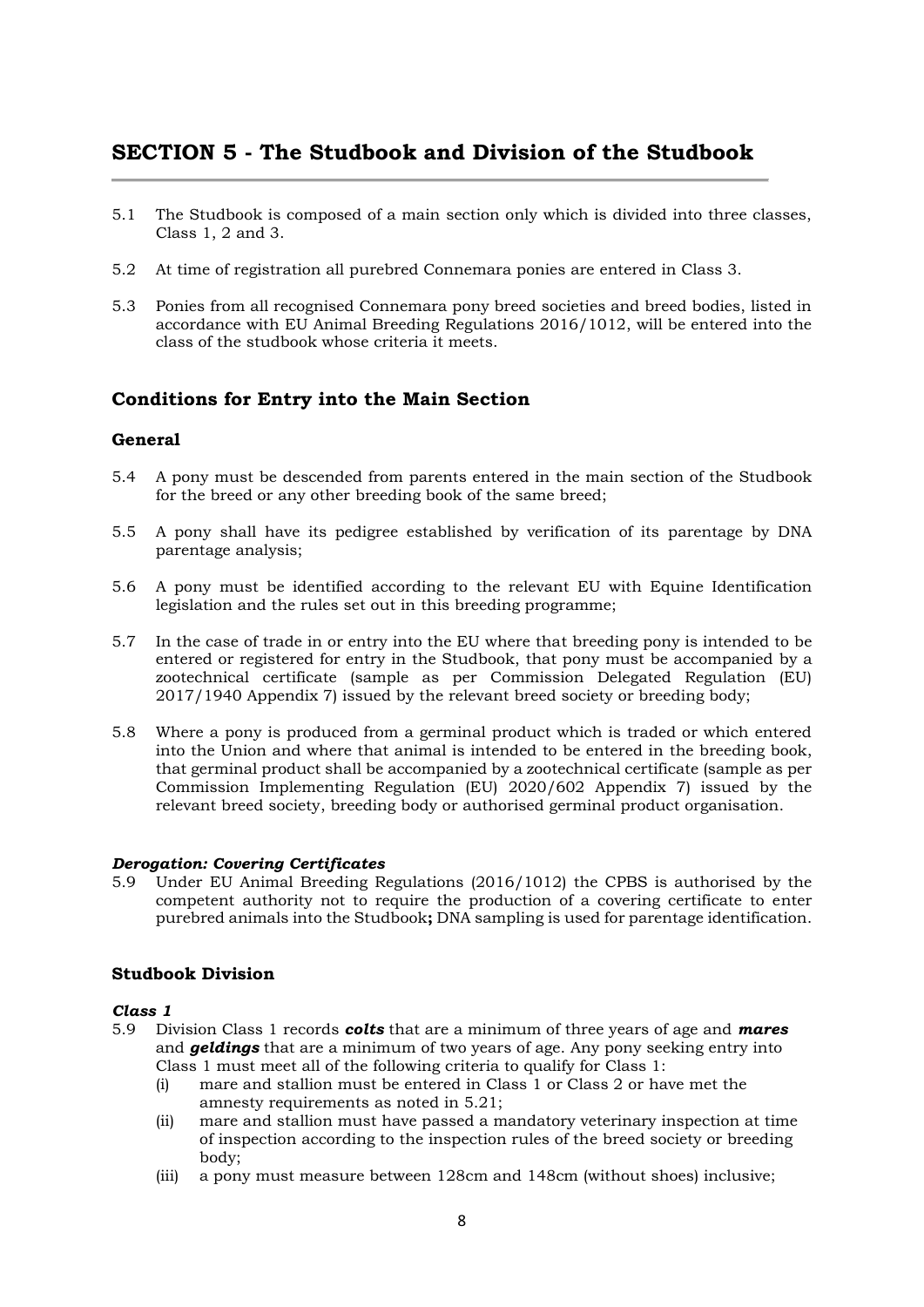# SECTION 5 - The Studbook and Division of the Studbook

5.1 The Studbook is composed of a main section only which is divided into three classes, Class 1, 2 and 3.

5.2 At time of registration all purebred Connemara ponies are entered in Class 3.

5.3 Ponies from all recognised Connemara pony breed societies and breed bodies, listed in accordance with EU Animal Breeding Regulations 2016/1012, will be entered into the class of the studbook whose criteria it meets.

## Conditions for Entry into the Main Section

### General

5.4 A pony must be descended from parents entered in the main section of the Studbook for the breed or any other breeding book of the same breed;

5.5 A pony shall have its pedigree established by verification of its parentage by DNA parentage analysis;

5.6 A pony must be identified according to the relevant EU with Equine Identification legislation and the rules set out in this breeding programme;

5.7 In the case of trade in or entry into the EU where that breeding pony is intended to be entered or registered for entry in the Studbook, that pony must be accompanied by a zootechnical certificate (sample as per Commission Delegated Regulation (EU) 2017/1940 Appendix 7) issued by the relevant breed society or breeding body;

5.8 Where a pony is produced from a germinal product which is traded or which entered into the Union and where that animal is intended to be entered in the breeding book, that germinal product shall be accompanied by a zootechnical certificate (sample as per Commission Implementing Regulation (EU) 2020/602 Appendix 7) issued by the relevant breed society, breeding body or authorised germinal product organisation.

***Derogation: Covering Certificates***

5.9 Under EU Animal Breeding Regulations (2016/1012) the CPBS is authorised by the competent authority not to require the production of a covering certificate to enter purebred animals into the Studbook**;** DNA sampling is used for parentage identification.

### Studbook Division

***Class 1***

5.9 Division Class 1 records ***colts*** that are a minimum of three years of age and ***mares*** and ***geldings*** that are a minimum of two years of age. Any pony seeking entry into Class 1 must meet all of the following criteria to qualify for Class 1:

(i) mare and stallion must be entered in Class 1 or Class 2 or have met the amnesty requirements as noted in 5.21;

(ii) mare and stallion must have passed a mandatory veterinary inspection at time of inspection according to the inspection rules of the breed society or breeding body;

(iii) a pony must measure between 128cm and 148cm (without shoes) inclusive;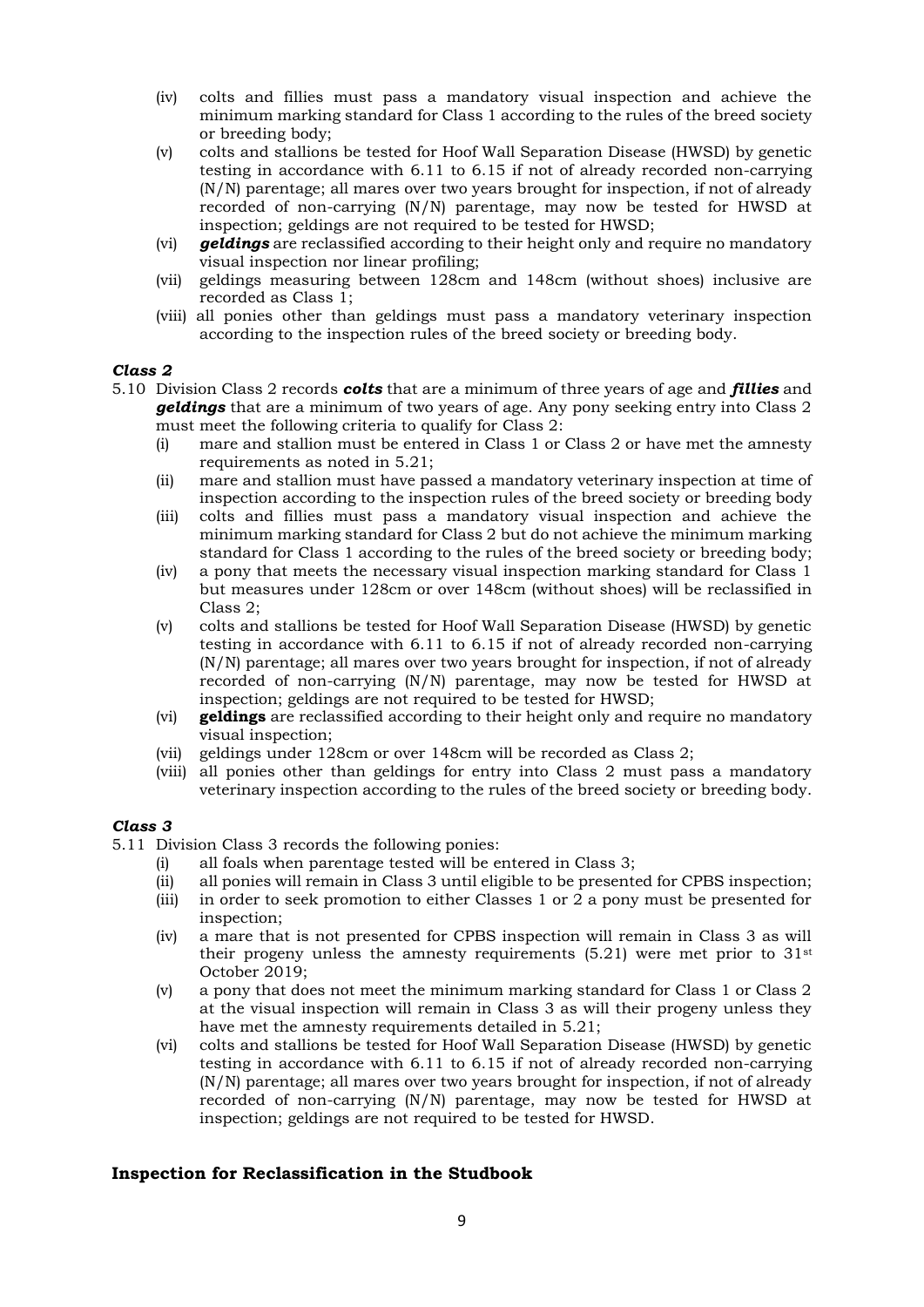(iv) colts and fillies must pass a mandatory visual inspection and achieve the minimum marking standard for Class 1 according to the rules of the breed society or breeding body;

(v) colts and stallions be tested for Hoof Wall Separation Disease (HWSD) by genetic testing in accordance with 6.11 to 6.15 if not of already recorded non-carrying (N/N) parentage; all mares over two years brought for inspection, if not of already recorded of non-carrying (N/N) parentage, may now be tested for HWSD at inspection; geldings are not required to be tested for HWSD;

(vi) ***geldings*** are reclassified according to their height only and require no mandatory visual inspection nor linear profiling;

(vii) geldings measuring between 128cm and 148cm (without shoes) inclusive are recorded as Class 1;

(viii) all ponies other than geldings must pass a mandatory veterinary inspection according to the inspection rules of the breed society or breeding body.

### *Class 2*

5.10 Division Class 2 records ***colts*** that are a minimum of three years of age and ***fillies*** and ***geldings*** that are a minimum of two years of age. Any pony seeking entry into Class 2 must meet the following criteria to qualify for Class 2:

(i) mare and stallion must be entered in Class 1 or Class 2 or have met the amnesty requirements as noted in 5.21;

(ii) mare and stallion must have passed a mandatory veterinary inspection at time of inspection according to the inspection rules of the breed society or breeding body

(iii) colts and fillies must pass a mandatory visual inspection and achieve the minimum marking standard for Class 2 but do not achieve the minimum marking standard for Class 1 according to the rules of the breed society or breeding body;

(iv) a pony that meets the necessary visual inspection marking standard for Class 1 but measures under 128cm or over 148cm (without shoes) will be reclassified in Class 2;

(v) colts and stallions be tested for Hoof Wall Separation Disease (HWSD) by genetic testing in accordance with 6.11 to 6.15 if not of already recorded non-carrying (N/N) parentage; all mares over two years brought for inspection, if not of already recorded of non-carrying (N/N) parentage, may now be tested for HWSD at inspection; geldings are not required to be tested for HWSD;

(vi) **geldings** are reclassified according to their height only and require no mandatory visual inspection;

(vii) geldings under 128cm or over 148cm will be recorded as Class 2;

(viii) all ponies other than geldings for entry into Class 2 must pass a mandatory veterinary inspection according to the rules of the breed society or breeding body.

### *Class 3*

5.11 Division Class 3 records the following ponies:

(i) all foals when parentage tested will be entered in Class 3;

(ii) all ponies will remain in Class 3 until eligible to be presented for CPBS inspection;

(iii) in order to seek promotion to either Classes 1 or 2 a pony must be presented for inspection;

(iv) a mare that is not presented for CPBS inspection will remain in Class 3 as will their progeny unless the amnesty requirements (5.21) were met prior to 31st October 2019;

(v) a pony that does not meet the minimum marking standard for Class 1 or Class 2 at the visual inspection will remain in Class 3 as will their progeny unless they have met the amnesty requirements detailed in 5.21;

(vi) colts and stallions be tested for Hoof Wall Separation Disease (HWSD) by genetic testing in accordance with 6.11 to 6.15 if not of already recorded non-carrying (N/N) parentage; all mares over two years brought for inspection, if not of already recorded of non-carrying (N/N) parentage, may now be tested for HWSD at inspection; geldings are not required to be tested for HWSD.

## Inspection for Reclassification in the Studbook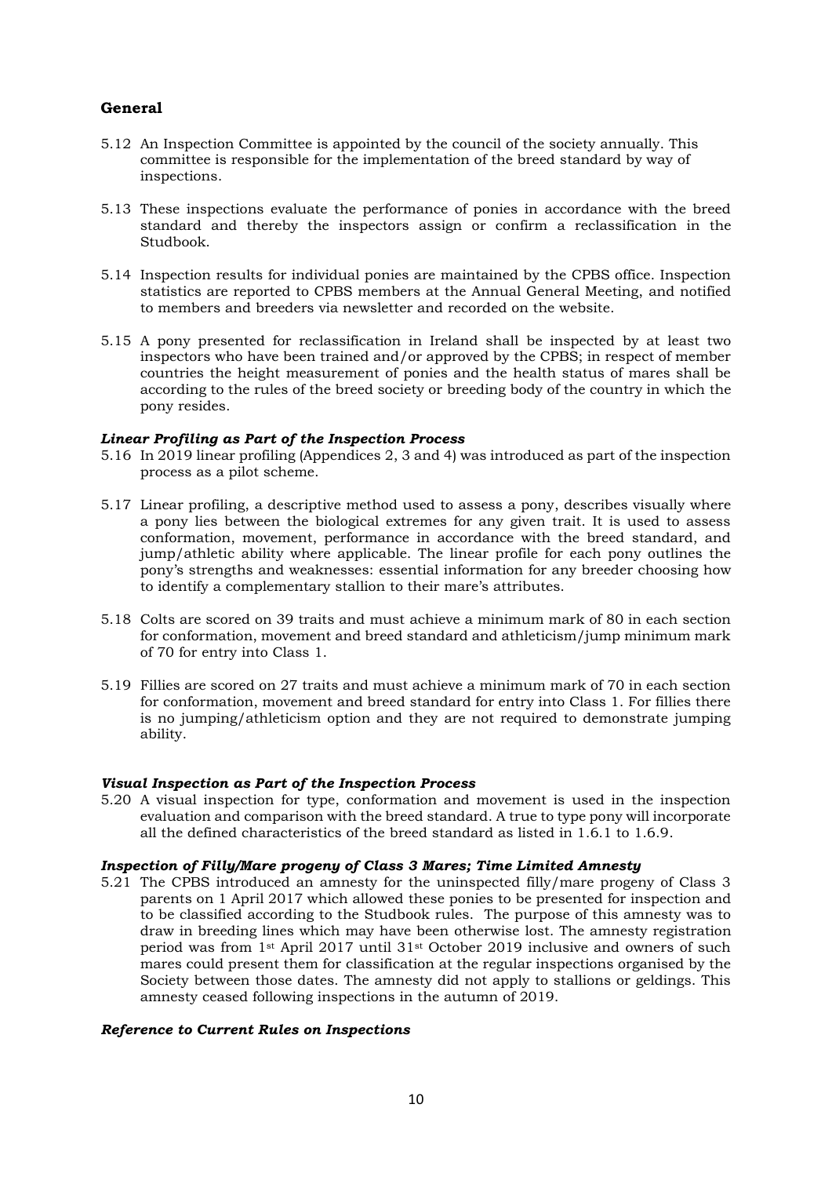## General

5.12 An Inspection Committee is appointed by the council of the society annually. This committee is responsible for the implementation of the breed standard by way of inspections.

5.13 These inspections evaluate the performance of ponies in accordance with the breed standard and thereby the inspectors assign or confirm a reclassification in the Studbook.

5.14 Inspection results for individual ponies are maintained by the CPBS office. Inspection statistics are reported to CPBS members at the Annual General Meeting, and notified to members and breeders via newsletter and recorded on the website.

5.15 A pony presented for reclassification in Ireland shall be inspected by at least two inspectors who have been trained and/or approved by the CPBS; in respect of member countries the height measurement of ponies and the health status of mares shall be according to the rules of the breed society or breeding body of the country in which the pony resides.

### *Linear Profiling as Part of the Inspection Process*

5.16 In 2019 linear profiling (Appendices 2, 3 and 4) was introduced as part of the inspection process as a pilot scheme.

5.17 Linear profiling, a descriptive method used to assess a pony, describes visually where a pony lies between the biological extremes for any given trait. It is used to assess conformation, movement, performance in accordance with the breed standard, and jump/athletic ability where applicable. The linear profile for each pony outlines the pony's strengths and weaknesses: essential information for any breeder choosing how to identify a complementary stallion to their mare's attributes.

5.18 Colts are scored on 39 traits and must achieve a minimum mark of 80 in each section for conformation, movement and breed standard and athleticism/jump minimum mark of 70 for entry into Class 1.

5.19 Fillies are scored on 27 traits and must achieve a minimum mark of 70 in each section for conformation, movement and breed standard for entry into Class 1. For fillies there is no jumping/athleticism option and they are not required to demonstrate jumping ability.

### *Visual Inspection as Part of the Inspection Process*

5.20 A visual inspection for type, conformation and movement is used in the inspection evaluation and comparison with the breed standard. A true to type pony will incorporate all the defined characteristics of the breed standard as listed in 1.6.1 to 1.6.9.

### *Inspection of Filly/Mare progeny of Class 3 Mares; Time Limited Amnesty*

5.21 The CPBS introduced an amnesty for the uninspected filly/mare progeny of Class 3 parents on 1 April 2017 which allowed these ponies to be presented for inspection and to be classified according to the Studbook rules. The purpose of this amnesty was to draw in breeding lines which may have been otherwise lost. The amnesty registration period was from 1st April 2017 until 31st October 2019 inclusive and owners of such mares could present them for classification at the regular inspections organised by the Society between those dates. The amnesty did not apply to stallions or geldings. This amnesty ceased following inspections in the autumn of 2019.

### *Reference to Current Rules on Inspections*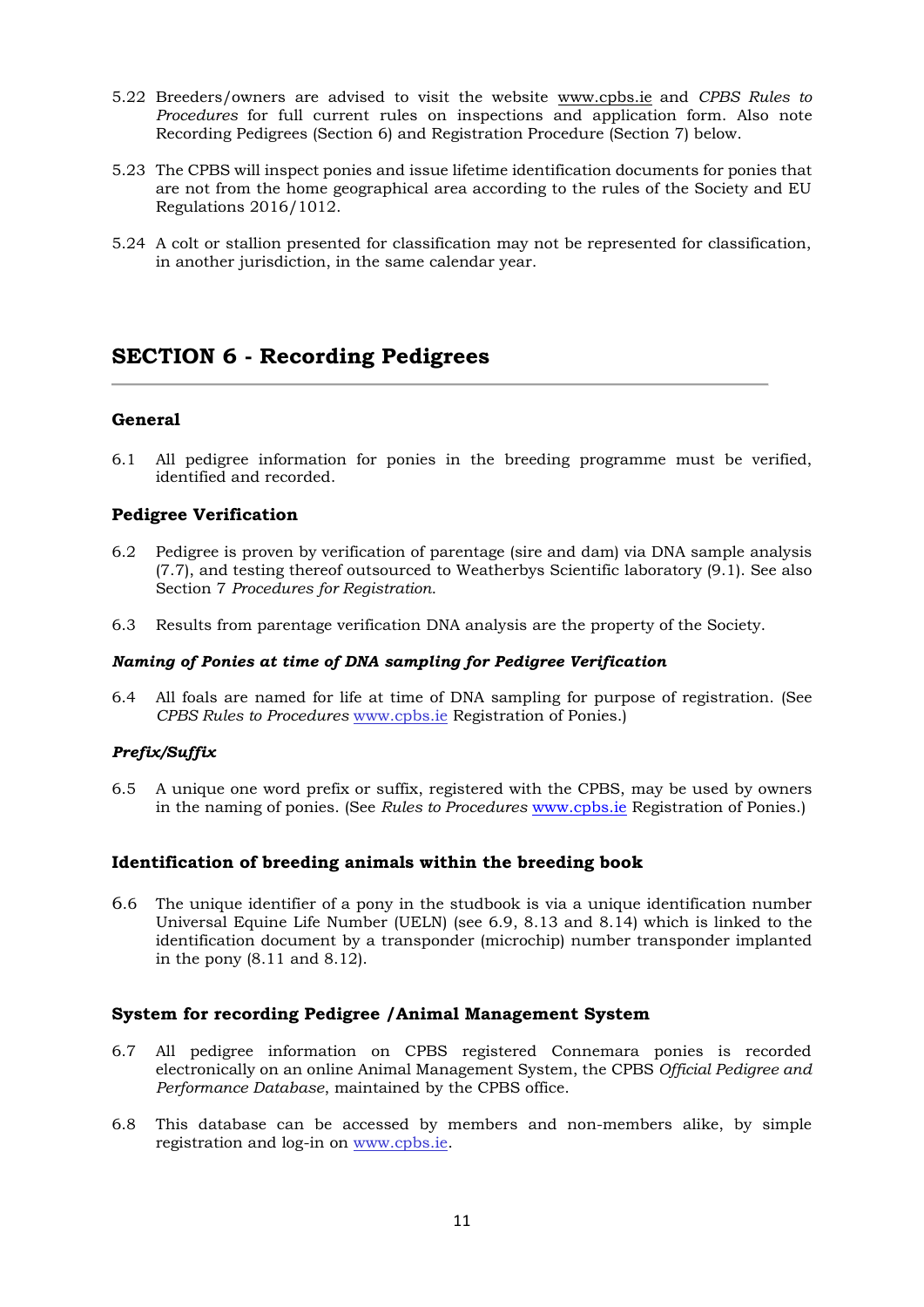5.22 Breeders/owners are advised to visit the website www.cpbs.ie and *CPBS Rules to Procedures* for full current rules on inspections and application form. Also note Recording Pedigrees (Section 6) and Registration Procedure (Section 7) below.

5.23 The CPBS will inspect ponies and issue lifetime identification documents for ponies that are not from the home geographical area according to the rules of the Society and EU Regulations 2016/1012.

5.24 A colt or stallion presented for classification may not be represented for classification, in another jurisdiction, in the same calendar year.

## SECTION 6 - Recording Pedigrees

### General

6.1 All pedigree information for ponies in the breeding programme must be verified, identified and recorded.

### Pedigree Verification

6.2 Pedigree is proven by verification of parentage (sire and dam) via DNA sample analysis (7.7), and testing thereof outsourced to Weatherbys Scientific laboratory (9.1). See also Section 7 *Procedures for Registration*.

6.3 Results from parentage verification DNA analysis are the property of the Society.

#### *Naming of Ponies at time of DNA sampling for Pedigree Verification*

6.4 All foals are named for life at time of DNA sampling for purpose of registration. (See *CPBS Rules to Procedures* www.cpbs.ie Registration of Ponies.)

#### *Prefix/Suffix*

6.5 A unique one word prefix or suffix, registered with the CPBS, may be used by owners in the naming of ponies. (See *Rules to Procedures* www.cpbs.ie Registration of Ponies.)

### Identification of breeding animals within the breeding book

6.6 The unique identifier of a pony in the studbook is via a unique identification number Universal Equine Life Number (UELN) (see 6.9, 8.13 and 8.14) which is linked to the identification document by a transponder (microchip) number transponder implanted in the pony (8.11 and 8.12).

### System for recording Pedigree /Animal Management System

6.7 All pedigree information on CPBS registered Connemara ponies is recorded electronically on an online Animal Management System, the CPBS *Official Pedigree and Performance Database*, maintained by the CPBS office.

6.8 This database can be accessed by members and non-members alike, by simple registration and log-in on www.cpbs.ie.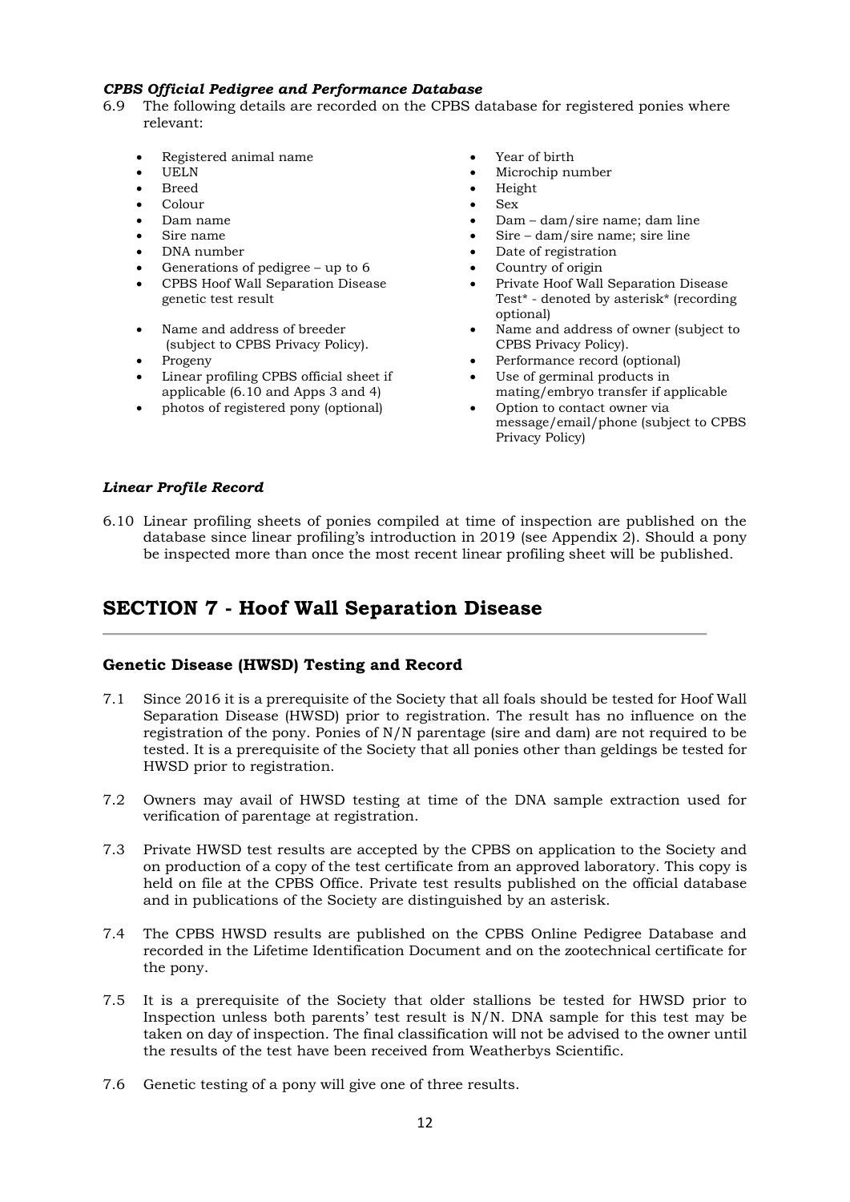***CPBS Official Pedigree and Performance Database***

6.9 The following details are recorded on the CPBS database for registered ponies where relevant:

- Registered animal name
- UELN
- Breed
- Colour
- Dam name
- Sire name
- DNA number
- Generations of pedigree – up to 6
- CPBS Hoof Wall Separation Disease genetic test result
- Name and address of breeder (subject to CPBS Privacy Policy).
- Progeny
- Linear profiling CPBS official sheet if applicable (6.10 and Apps 3 and 4)
- photos of registered pony (optional)
- Year of birth
- Microchip number
- Height
- Sex
- Dam – dam/sire name; dam line
- Sire – dam/sire name; sire line
- Date of registration
- Country of origin
- Private Hoof Wall Separation Disease Test* - denoted by asterisk* (recording optional)
- Name and address of owner (subject to CPBS Privacy Policy).
- Performance record (optional)
- Use of germinal products in mating/embryo transfer if applicable
- Option to contact owner via message/email/phone (subject to CPBS Privacy Policy)

***Linear Profile Record***

6.10 Linear profiling sheets of ponies compiled at time of inspection are published on the database since linear profiling's introduction in 2019 (see Appendix 2). Should a pony be inspected more than once the most recent linear profiling sheet will be published.

# SECTION 7 - Hoof Wall Separation Disease

### Genetic Disease (HWSD) Testing and Record

7.1 Since 2016 it is a prerequisite of the Society that all foals should be tested for Hoof Wall Separation Disease (HWSD) prior to registration. The result has no influence on the registration of the pony. Ponies of N/N parentage (sire and dam) are not required to be tested. It is a prerequisite of the Society that all ponies other than geldings be tested for HWSD prior to registration.

7.2 Owners may avail of HWSD testing at time of the DNA sample extraction used for verification of parentage at registration.

7.3 Private HWSD test results are accepted by the CPBS on application to the Society and on production of a copy of the test certificate from an approved laboratory. This copy is held on file at the CPBS Office. Private test results published on the official database and in publications of the Society are distinguished by an asterisk.

7.4 The CPBS HWSD results are published on the CPBS Online Pedigree Database and recorded in the Lifetime Identification Document and on the zootechnical certificate for the pony.

7.5 It is a prerequisite of the Society that older stallions be tested for HWSD prior to Inspection unless both parents' test result is N/N. DNA sample for this test may be taken on day of inspection. The final classification will not be advised to the owner until the results of the test have been received from Weatherbys Scientific.

7.6 Genetic testing of a pony will give one of three results.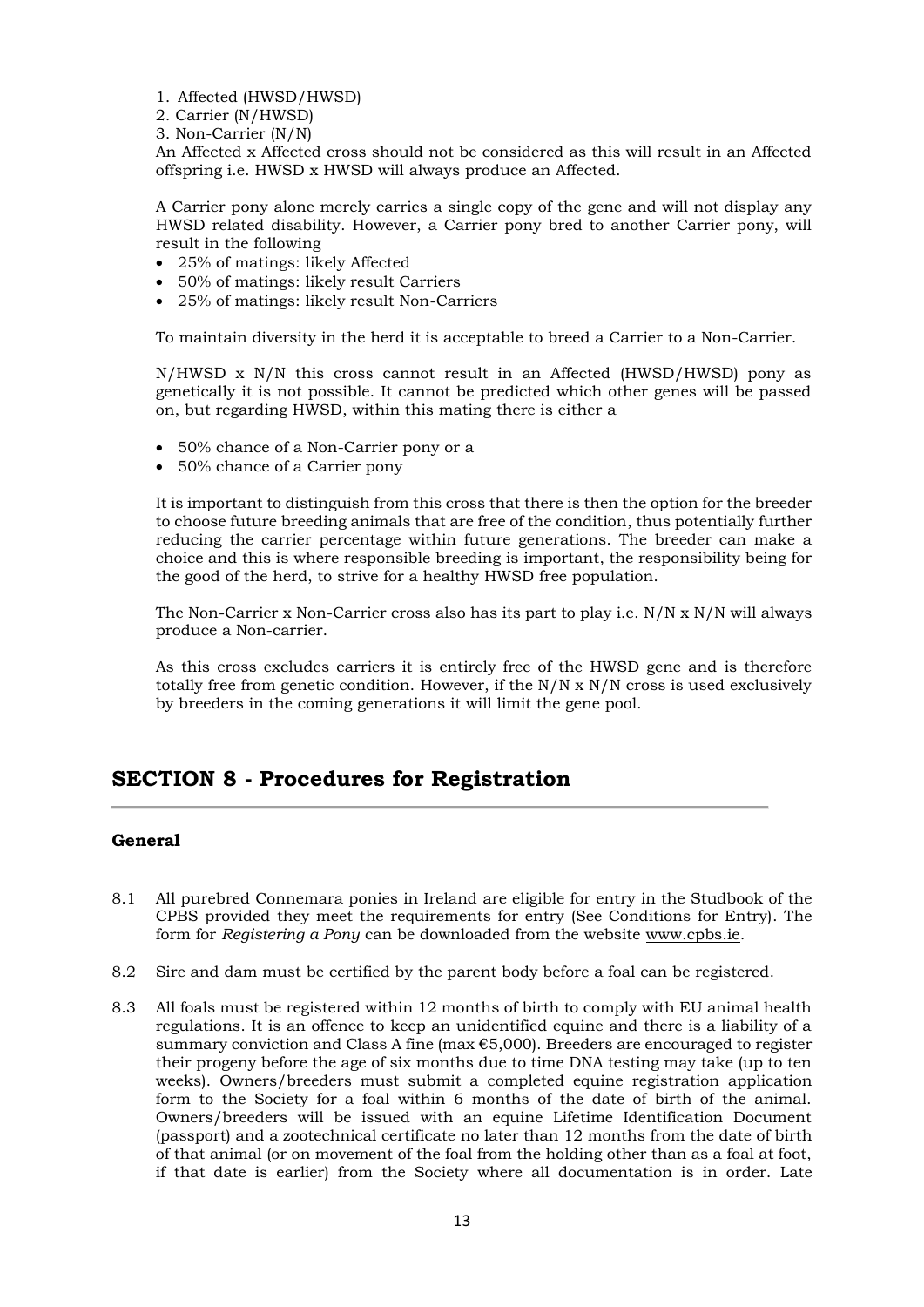1. Affected (HWSD/HWSD)
2. Carrier (N/HWSD)
3. Non-Carrier (N/N)

An Affected x Affected cross should not be considered as this will result in an Affected offspring i.e. HWSD x HWSD will always produce an Affected.

A Carrier pony alone merely carries a single copy of the gene and will not display any HWSD related disability. However, a Carrier pony bred to another Carrier pony, will result in the following

- 25% of matings: likely Affected
- 50% of matings: likely result Carriers
- 25% of matings: likely result Non-Carriers

To maintain diversity in the herd it is acceptable to breed a Carrier to a Non-Carrier.

N/HWSD x N/N this cross cannot result in an Affected (HWSD/HWSD) pony as genetically it is not possible. It cannot be predicted which other genes will be passed on, but regarding HWSD, within this mating there is either a

- 50% chance of a Non-Carrier pony or a
- 50% chance of a Carrier pony

It is important to distinguish from this cross that there is then the option for the breeder to choose future breeding animals that are free of the condition, thus potentially further reducing the carrier percentage within future generations. The breeder can make a choice and this is where responsible breeding is important, the responsibility being for the good of the herd, to strive for a healthy HWSD free population.

The Non-Carrier x Non-Carrier cross also has its part to play i.e. N/N x N/N will always produce a Non-carrier.

As this cross excludes carriers it is entirely free of the HWSD gene and is therefore totally free from genetic condition. However, if the N/N x N/N cross is used exclusively by breeders in the coming generations it will limit the gene pool.

## SECTION 8 - Procedures for Registration

### General

8.1 All purebred Connemara ponies in Ireland are eligible for entry in the Studbook of the CPBS provided they meet the requirements for entry (See Conditions for Entry). The form for *Registering a Pony* can be downloaded from the website www.cpbs.ie.

8.2 Sire and dam must be certified by the parent body before a foal can be registered.

8.3 All foals must be registered within 12 months of birth to comply with EU animal health regulations. It is an offence to keep an unidentified equine and there is a liability of a summary conviction and Class A fine (max €5,000). Breeders are encouraged to register their progeny before the age of six months due to time DNA testing may take (up to ten weeks). Owners/breeders must submit a completed equine registration application form to the Society for a foal within 6 months of the date of birth of the animal. Owners/breeders will be issued with an equine Lifetime Identification Document (passport) and a zootechnical certificate no later than 12 months from the date of birth of that animal (or on movement of the foal from the holding other than as a foal at foot, if that date is earlier) from the Society where all documentation is in order. Late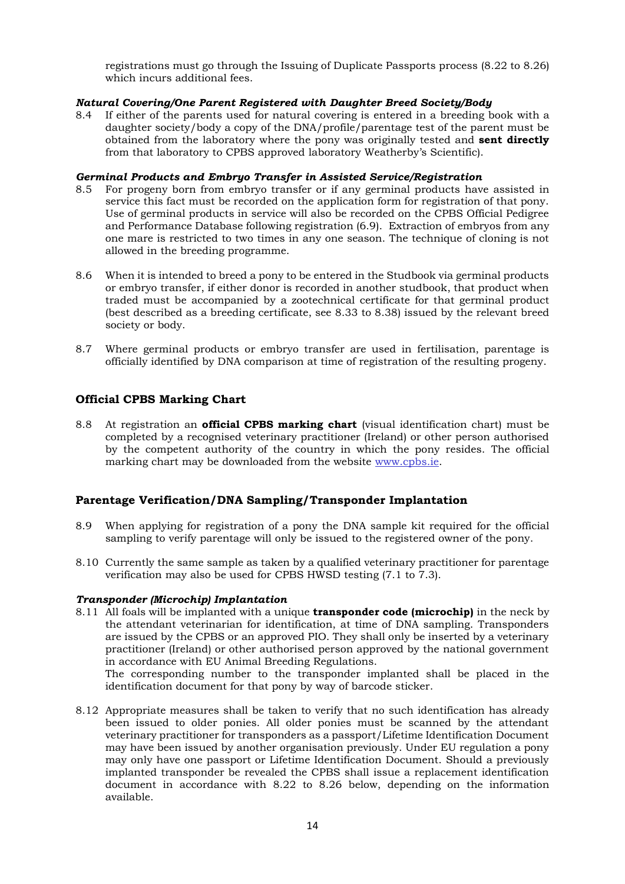registrations must go through the Issuing of Duplicate Passports process (8.22 to 8.26) which incurs additional fees.

***Natural Covering/One Parent Registered with Daughter Breed Society/Body***

8.4 If either of the parents used for natural covering is entered in a breeding book with a daughter society/body a copy of the DNA/profile/parentage test of the parent must be obtained from the laboratory where the pony was originally tested and **sent directly** from that laboratory to CPBS approved laboratory Weatherby's Scientific).

***Germinal Products and Embryo Transfer in Assisted Service/Registration***

8.5 For progeny born from embryo transfer or if any germinal products have assisted in service this fact must be recorded on the application form for registration of that pony. Use of germinal products in service will also be recorded on the CPBS Official Pedigree and Performance Database following registration (6.9). Extraction of embryos from any one mare is restricted to two times in any one season. The technique of cloning is not allowed in the breeding programme.

8.6 When it is intended to breed a pony to be entered in the Studbook via germinal products or embryo transfer, if either donor is recorded in another studbook, that product when traded must be accompanied by a zootechnical certificate for that germinal product (best described as a breeding certificate, see 8.33 to 8.38) issued by the relevant breed society or body.

8.7 Where germinal products or embryo transfer are used in fertilisation, parentage is officially identified by DNA comparison at time of registration of the resulting progeny.

## Official CPBS Marking Chart

8.8 At registration an **official CPBS marking chart** (visual identification chart) must be completed by a recognised veterinary practitioner (Ireland) or other person authorised by the competent authority of the country in which the pony resides. The official marking chart may be downloaded from the website www.cpbs.ie.

## Parentage Verification/DNA Sampling/Transponder Implantation

8.9 When applying for registration of a pony the DNA sample kit required for the official sampling to verify parentage will only be issued to the registered owner of the pony.

8.10 Currently the same sample as taken by a qualified veterinary practitioner for parentage verification may also be used for CPBS HWSD testing (7.1 to 7.3).

***Transponder (Microchip) Implantation***

8.11 All foals will be implanted with a unique **transponder code (microchip)** in the neck by the attendant veterinarian for identification, at time of DNA sampling. Transponders are issued by the CPBS or an approved PIO. They shall only be inserted by a veterinary practitioner (Ireland) or other authorised person approved by the national government in accordance with EU Animal Breeding Regulations.
The corresponding number to the transponder implanted shall be placed in the identification document for that pony by way of barcode sticker.

8.12 Appropriate measures shall be taken to verify that no such identification has already been issued to older ponies. All older ponies must be scanned by the attendant veterinary practitioner for transponders as a passport/Lifetime Identification Document may have been issued by another organisation previously. Under EU regulation a pony may only have one passport or Lifetime Identification Document. Should a previously implanted transponder be revealed the CPBS shall issue a replacement identification document in accordance with 8.22 to 8.26 below, depending on the information available.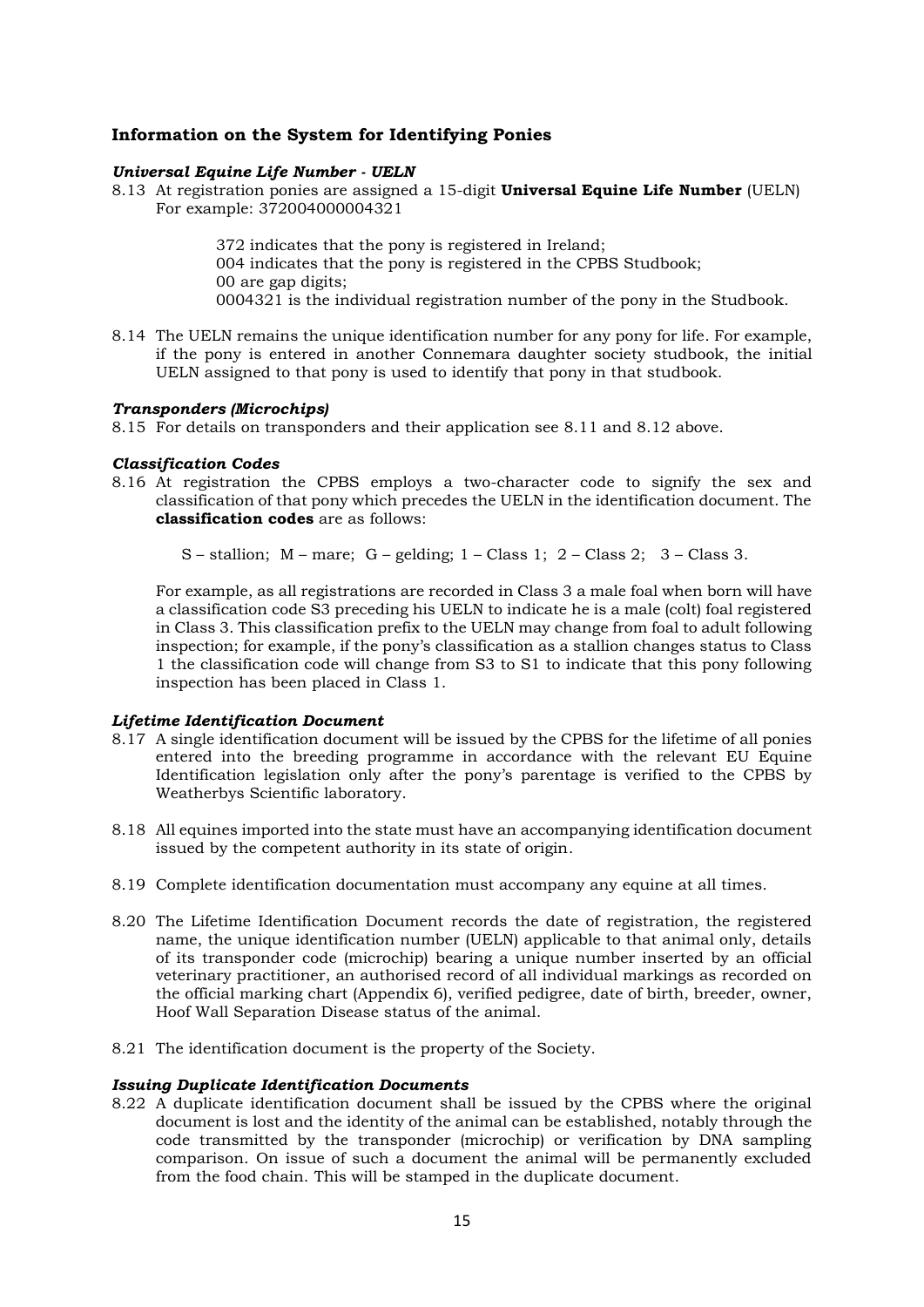## Information on the System for Identifying Ponies

### *Universal Equine Life Number - UELN*

8.13 At registration ponies are assigned a 15-digit **Universal Equine Life Number** (UELN) For example: 372004000004321

> 372 indicates that the pony is registered in Ireland;
> 004 indicates that the pony is registered in the CPBS Studbook;
> 00 are gap digits;
> 0004321 is the individual registration number of the pony in the Studbook.

8.14 The UELN remains the unique identification number for any pony for life. For example, if the pony is entered in another Connemara daughter society studbook, the initial UELN assigned to that pony is used to identify that pony in that studbook.

### *Transponders (Microchips)*

8.15 For details on transponders and their application see 8.11 and 8.12 above.

### *Classification Codes*

8.16 At registration the CPBS employs a two-character code to signify the sex and classification of that pony which precedes the UELN in the identification document. The **classification codes** are as follows:

> S – stallion; M – mare; G – gelding; 1 – Class 1; 2 – Class 2; 3 – Class 3.

For example, as all registrations are recorded in Class 3 a male foal when born will have a classification code S3 preceding his UELN to indicate he is a male (colt) foal registered in Class 3. This classification prefix to the UELN may change from foal to adult following inspection; for example, if the pony's classification as a stallion changes status to Class 1 the classification code will change from S3 to S1 to indicate that this pony following inspection has been placed in Class 1.

### *Lifetime Identification Document*

8.17 A single identification document will be issued by the CPBS for the lifetime of all ponies entered into the breeding programme in accordance with the relevant EU Equine Identification legislation only after the pony's parentage is verified to the CPBS by Weatherbys Scientific laboratory.

8.18 All equines imported into the state must have an accompanying identification document issued by the competent authority in its state of origin.

8.19 Complete identification documentation must accompany any equine at all times.

8.20 The Lifetime Identification Document records the date of registration, the registered name, the unique identification number (UELN) applicable to that animal only, details of its transponder code (microchip) bearing a unique number inserted by an official veterinary practitioner, an authorised record of all individual markings as recorded on the official marking chart (Appendix 6), verified pedigree, date of birth, breeder, owner, Hoof Wall Separation Disease status of the animal.

8.21 The identification document is the property of the Society.

### *Issuing Duplicate Identification Documents*

8.22 A duplicate identification document shall be issued by the CPBS where the original document is lost and the identity of the animal can be established, notably through the code transmitted by the transponder (microchip) or verification by DNA sampling comparison. On issue of such a document the animal will be permanently excluded from the food chain. This will be stamped in the duplicate document.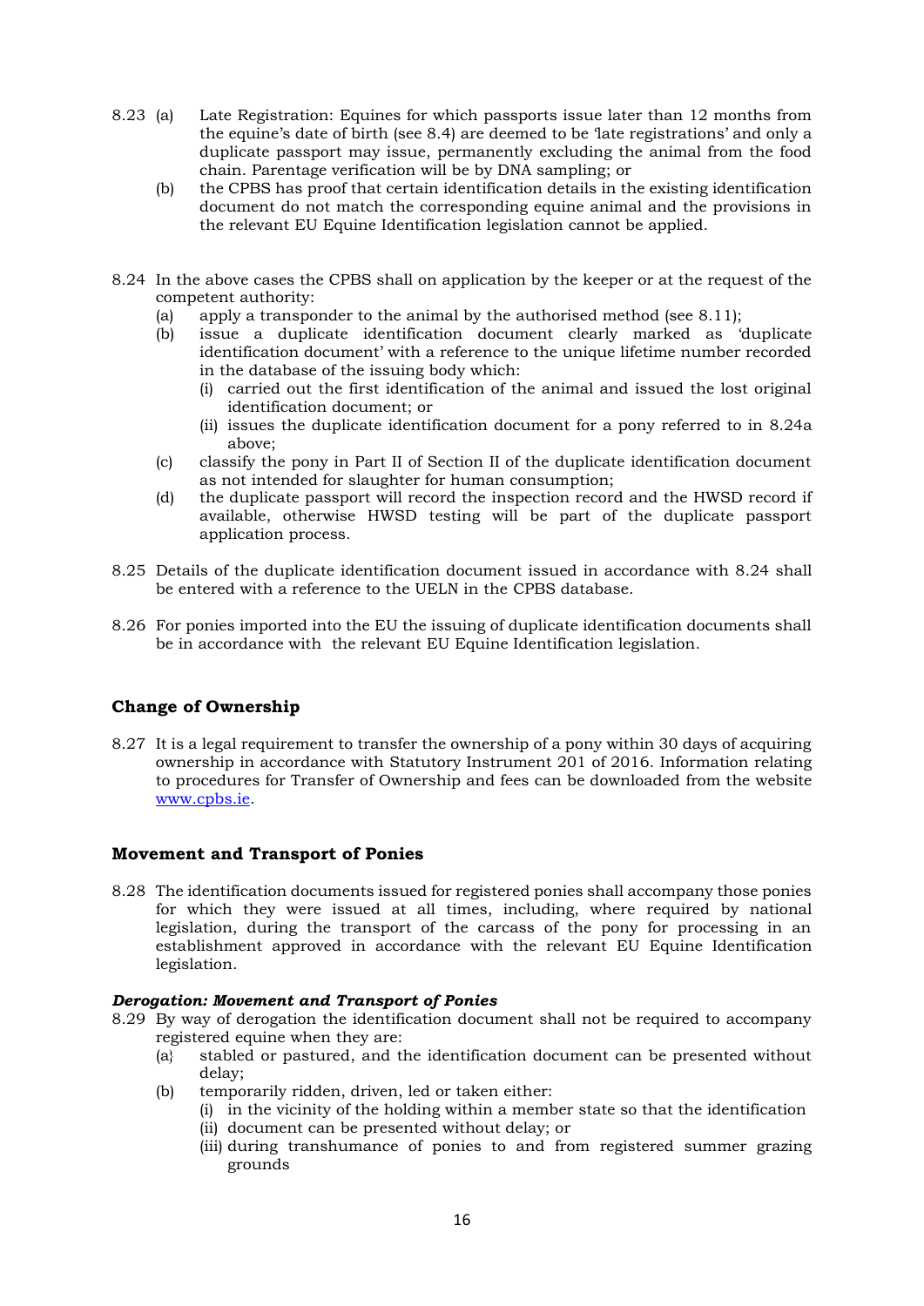8.23 (a) Late Registration: Equines for which passports issue later than 12 months from the equine's date of birth (see 8.4) are deemed to be 'late registrations' and only a duplicate passport may issue, permanently excluding the animal from the food chain. Parentage verification will be by DNA sampling; or

(b) the CPBS has proof that certain identification details in the existing identification document do not match the corresponding equine animal and the provisions in the relevant EU Equine Identification legislation cannot be applied.

8.24 In the above cases the CPBS shall on application by the keeper or at the request of the competent authority:

- (a) apply a transponder to the animal by the authorised method (see 8.11);
- (b) issue a duplicate identification document clearly marked as 'duplicate identification document' with a reference to the unique lifetime number recorded in the database of the issuing body which:
  - (i) carried out the first identification of the animal and issued the lost original identification document; or
  - (ii) issues the duplicate identification document for a pony referred to in 8.24a above;
- (c) classify the pony in Part II of Section II of the duplicate identification document as not intended for slaughter for human consumption;
- (d) the duplicate passport will record the inspection record and the HWSD record if available, otherwise HWSD testing will be part of the duplicate passport application process.

8.25 Details of the duplicate identification document issued in accordance with 8.24 shall be entered with a reference to the UELN in the CPBS database.

8.26 For ponies imported into the EU the issuing of duplicate identification documents shall be in accordance with the relevant EU Equine Identification legislation.

## Change of Ownership

8.27 It is a legal requirement to transfer the ownership of a pony within 30 days of acquiring ownership in accordance with Statutory Instrument 201 of 2016. Information relating to procedures for Transfer of Ownership and fees can be downloaded from the website [www.cpbs.ie](www.cpbs.ie).

## Movement and Transport of Ponies

8.28 The identification documents issued for registered ponies shall accompany those ponies for which they were issued at all times, including, where required by national legislation, during the transport of the carcass of the pony for processing in an establishment approved in accordance with the relevant EU Equine Identification legislation.

***Derogation: Movement and Transport of Ponies***

8.29 By way of derogation the identification document shall not be required to accompany registered equine when they are:

- (a) stabled or pastured, and the identification document can be presented without delay;
- (b) temporarily ridden, driven, led or taken either:
  - (i) in the vicinity of the holding within a member state so that the identification
  - (ii) document can be presented without delay; or
  - (iii) during transhumance of ponies to and from registered summer grazing grounds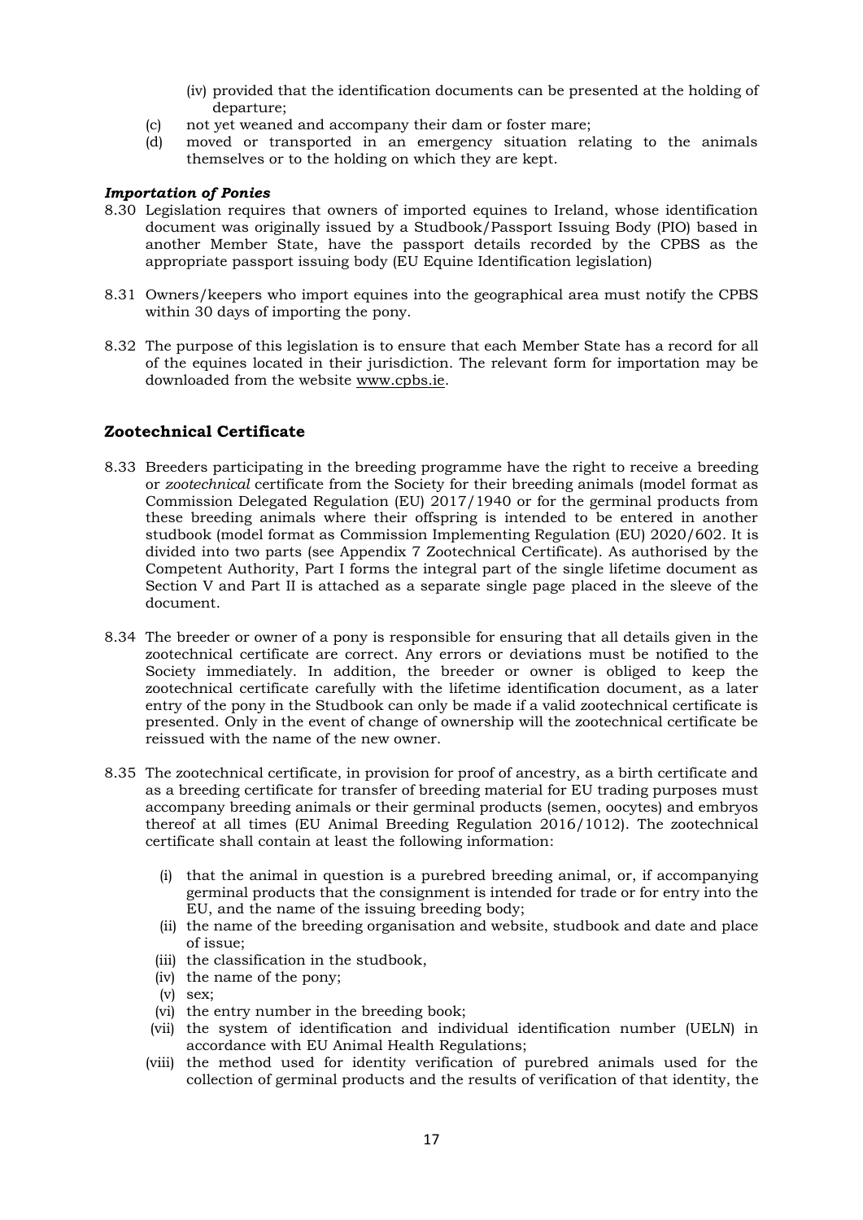(iv) provided that the identification documents can be presented at the holding of departure;

(c) not yet weaned and accompany their dam or foster mare;

(d) moved or transported in an emergency situation relating to the animals themselves or to the holding on which they are kept.

***Importation of Ponies***

8.30 Legislation requires that owners of imported equines to Ireland, whose identification document was originally issued by a Studbook/Passport Issuing Body (PIO) based in another Member State, have the passport details recorded by the CPBS as the appropriate passport issuing body (EU Equine Identification legislation)

8.31 Owners/keepers who import equines into the geographical area must notify the CPBS within 30 days of importing the pony.

8.32 The purpose of this legislation is to ensure that each Member State has a record for all of the equines located in their jurisdiction. The relevant form for importation may be downloaded from the website www.cpbs.ie.

## Zootechnical Certificate

8.33 Breeders participating in the breeding programme have the right to receive a breeding or *zootechnical* certificate from the Society for their breeding animals (model format as Commission Delegated Regulation (EU) 2017/1940 or for the germinal products from these breeding animals where their offspring is intended to be entered in another studbook (model format as Commission Implementing Regulation (EU) 2020/602. It is divided into two parts (see Appendix 7 Zootechnical Certificate). As authorised by the Competent Authority, Part I forms the integral part of the single lifetime document as Section V and Part II is attached as a separate single page placed in the sleeve of the document.

8.34 The breeder or owner of a pony is responsible for ensuring that all details given in the zootechnical certificate are correct. Any errors or deviations must be notified to the Society immediately. In addition, the breeder or owner is obliged to keep the zootechnical certificate carefully with the lifetime identification document, as a later entry of the pony in the Studbook can only be made if a valid zootechnical certificate is presented. Only in the event of change of ownership will the zootechnical certificate be reissued with the name of the new owner.

8.35 The zootechnical certificate, in provision for proof of ancestry, as a birth certificate and as a breeding certificate for transfer of breeding material for EU trading purposes must accompany breeding animals or their germinal products (semen, oocytes) and embryos thereof at all times (EU Animal Breeding Regulation 2016/1012). The zootechnical certificate shall contain at least the following information:

(i) that the animal in question is a purebred breeding animal, or, if accompanying germinal products that the consignment is intended for trade or for entry into the EU, and the name of the issuing breeding body;

(ii) the name of the breeding organisation and website, studbook and date and place of issue;

(iii) the classification in the studbook,

(iv) the name of the pony;

(v) sex;

(vi) the entry number in the breeding book;

(vii) the system of identification and individual identification number (UELN) in accordance with EU Animal Health Regulations;

(viii) the method used for identity verification of purebred animals used for the collection of germinal products and the results of verification of that identity, the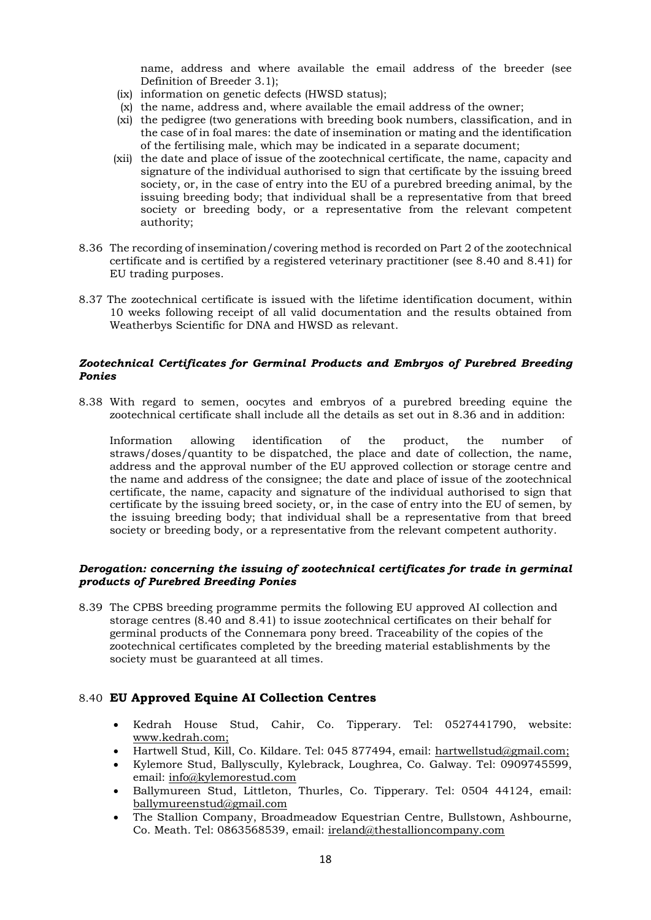name, address and where available the email address of the breeder (see Definition of Breeder 3.1);

(ix) information on genetic defects (HWSD status);

(x) the name, address and, where available the email address of the owner;

(xi) the pedigree (two generations with breeding book numbers, classification, and in the case of in foal mares: the date of insemination or mating and the identification of the fertilising male, which may be indicated in a separate document;

(xii) the date and place of issue of the zootechnical certificate, the name, capacity and signature of the individual authorised to sign that certificate by the issuing breed society, or, in the case of entry into the EU of a purebred breeding animal, by the issuing breeding body; that individual shall be a representative from that breed society or breeding body, or a representative from the relevant competent authority;

8.36 The recording of insemination/covering method is recorded on Part 2 of the zootechnical certificate and is certified by a registered veterinary practitioner (see 8.40 and 8.41) for EU trading purposes.

8.37 The zootechnical certificate is issued with the lifetime identification document, within 10 weeks following receipt of all valid documentation and the results obtained from Weatherbys Scientific for DNA and HWSD as relevant.

***Zootechnical Certificates for Germinal Products and Embryos of Purebred Breeding Ponies***

8.38 With regard to semen, oocytes and embryos of a purebred breeding equine the zootechnical certificate shall include all the details as set out in 8.36 and in addition:

Information allowing identification of the product, the number of straws/doses/quantity to be dispatched, the place and date of collection, the name, address and the approval number of the EU approved collection or storage centre and the name and address of the consignee; the date and place of issue of the zootechnical certificate, the name, capacity and signature of the individual authorised to sign that certificate by the issuing breed society, or, in the case of entry into the EU of semen, by the issuing breeding body; that individual shall be a representative from that breed society or breeding body, or a representative from the relevant competent authority.

***Derogation: concerning the issuing of zootechnical certificates for trade in germinal products of Purebred Breeding Ponies***

8.39 The CPBS breeding programme permits the following EU approved AI collection and storage centres (8.40 and 8.41) to issue zootechnical certificates on their behalf for germinal products of the Connemara pony breed. Traceability of the copies of the zootechnical certificates completed by the breeding material establishments by the society must be guaranteed at all times.

8.40 **EU Approved Equine AI Collection Centres**

- Kedrah House Stud, Cahir, Co. Tipperary. Tel: 0527441790, website: www.kedrah.com;
- Hartwell Stud, Kill, Co. Kildare. Tel: 045 877494, email: hartwellstud@gmail.com;
- Kylemore Stud, Ballyscully, Kylebrack, Loughrea, Co. Galway. Tel: 0909745599, email: info@kylemorestud.com
- Ballymureen Stud, Littleton, Thurles, Co. Tipperary. Tel: 0504 44124, email: ballymureenstud@gmail.com
- The Stallion Company, Broadmeadow Equestrian Centre, Bullstown, Ashbourne, Co. Meath. Tel: 0863568539, email: ireland@thestallioncompany.com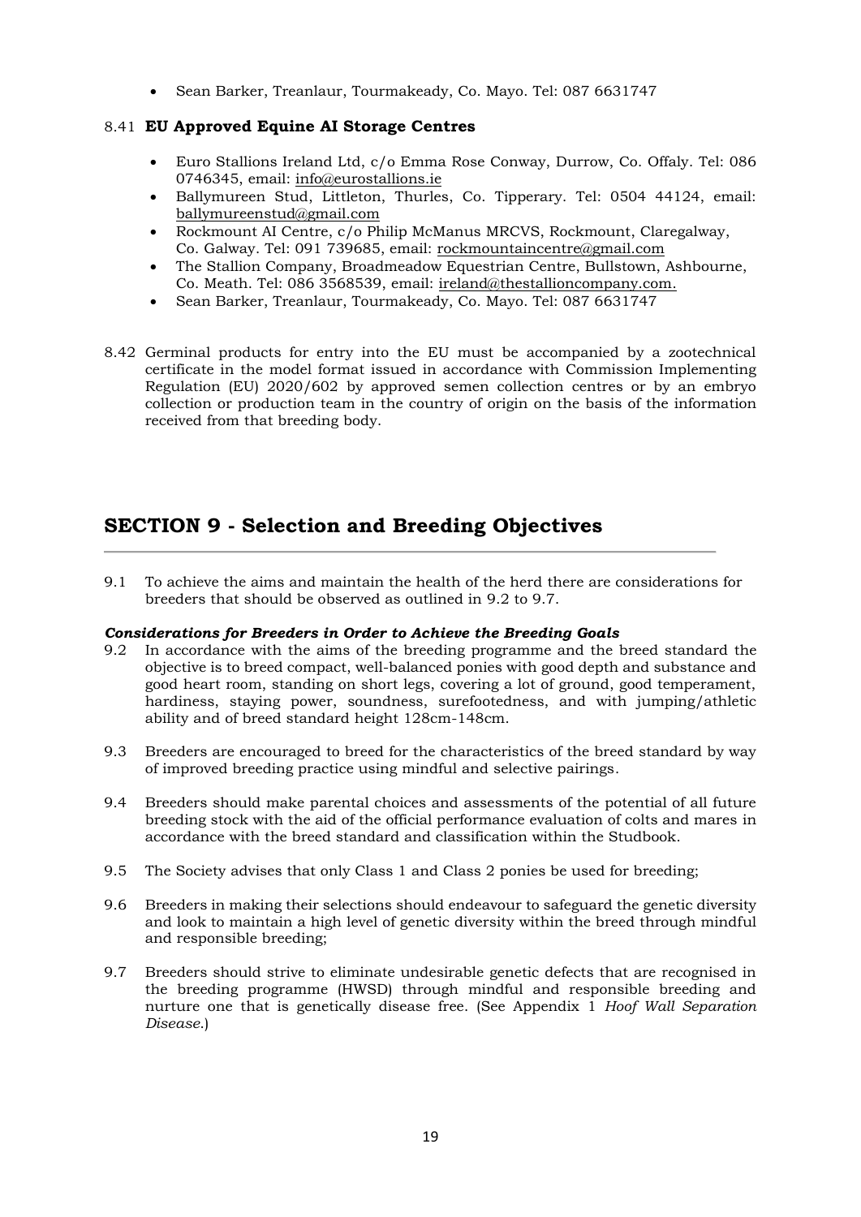- Sean Barker, Treanlaur, Tourmakeady, Co. Mayo. Tel: 087 6631747

8.41 **EU Approved Equine AI Storage Centres**

- Euro Stallions Ireland Ltd, c/o Emma Rose Conway, Durrow, Co. Offaly. Tel: 086 0746345, email: info@eurostallions.ie
- Ballymureen Stud, Littleton, Thurles, Co. Tipperary. Tel: 0504 44124, email: ballymureenstud@gmail.com
- Rockmount AI Centre, c/o Philip McManus MRCVS, Rockmount, Claregalway, Co. Galway. Tel: 091 739685, email: rockmountaincentre@gmail.com
- The Stallion Company, Broadmeadow Equestrian Centre, Bullstown, Ashbourne, Co. Meath. Tel: 086 3568539, email: ireland@thestallioncompany.com.
- Sean Barker, Treanlaur, Tourmakeady, Co. Mayo. Tel: 087 6631747

8.42 Germinal products for entry into the EU must be accompanied by a zootechnical certificate in the model format issued in accordance with Commission Implementing Regulation (EU) 2020/602 by approved semen collection centres or by an embryo collection or production team in the country of origin on the basis of the information received from that breeding body.

## SECTION 9 - Selection and Breeding Objectives

9.1 To achieve the aims and maintain the health of the herd there are considerations for breeders that should be observed as outlined in 9.2 to 9.7.

***Considerations for Breeders in Order to Achieve the Breeding Goals***

9.2 In accordance with the aims of the breeding programme and the breed standard the objective is to breed compact, well-balanced ponies with good depth and substance and good heart room, standing on short legs, covering a lot of ground, good temperament, hardiness, staying power, soundness, surefootedness, and with jumping/athletic ability and of breed standard height 128cm-148cm.

9.3 Breeders are encouraged to breed for the characteristics of the breed standard by way of improved breeding practice using mindful and selective pairings.

9.4 Breeders should make parental choices and assessments of the potential of all future breeding stock with the aid of the official performance evaluation of colts and mares in accordance with the breed standard and classification within the Studbook.

9.5 The Society advises that only Class 1 and Class 2 ponies be used for breeding;

9.6 Breeders in making their selections should endeavour to safeguard the genetic diversity and look to maintain a high level of genetic diversity within the breed through mindful and responsible breeding;

9.7 Breeders should strive to eliminate undesirable genetic defects that are recognised in the breeding programme (HWSD) through mindful and responsible breeding and nurture one that is genetically disease free. (See Appendix 1 *Hoof Wall Separation Disease*.)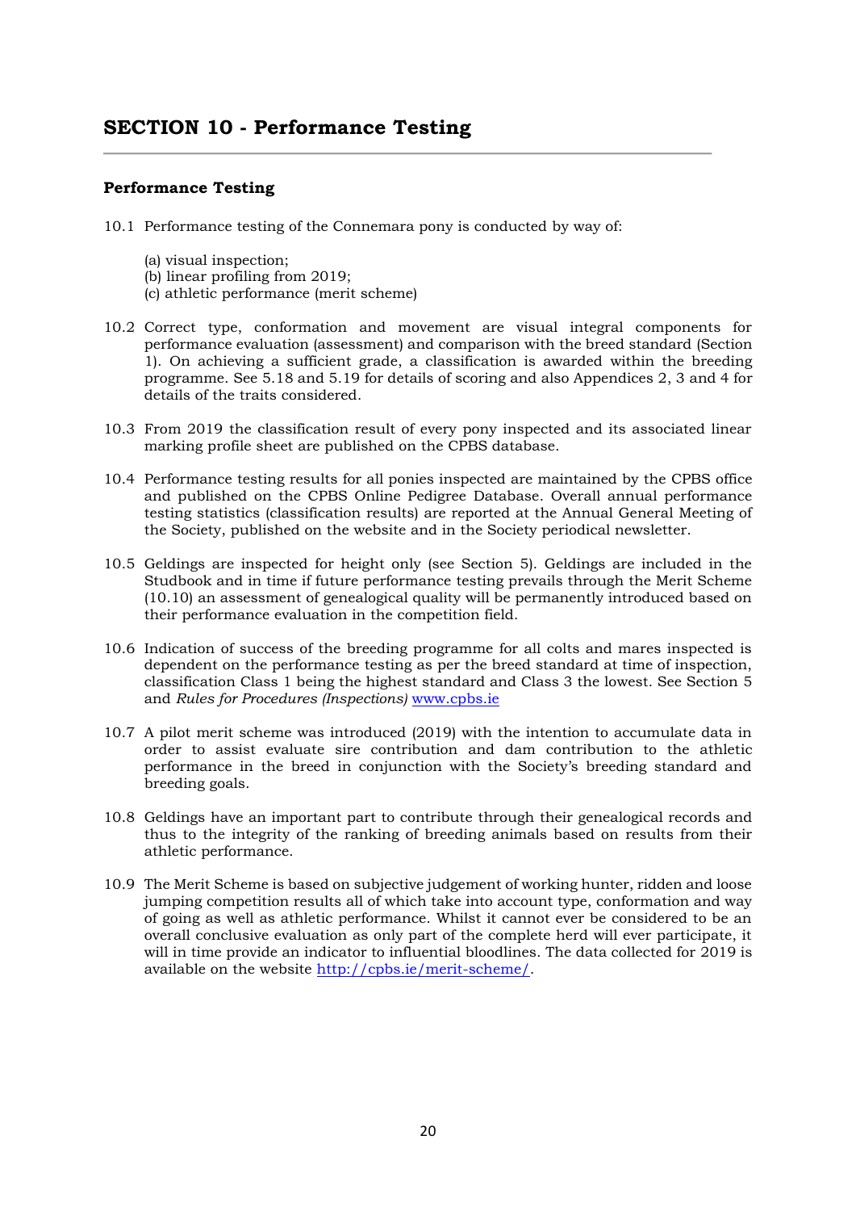# SECTION 10 - Performance Testing

### Performance Testing

10.1 Performance testing of the Connemara pony is conducted by way of:

(a) visual inspection;
(b) linear profiling from 2019;
(c) athletic performance (merit scheme)

10.2 Correct type, conformation and movement are visual integral components for performance evaluation (assessment) and comparison with the breed standard (Section 1). On achieving a sufficient grade, a classification is awarded within the breeding programme. See 5.18 and 5.19 for details of scoring and also Appendices 2, 3 and 4 for details of the traits considered.

10.3 From 2019 the classification result of every pony inspected and its associated linear marking profile sheet are published on the CPBS database.

10.4 Performance testing results for all ponies inspected are maintained by the CPBS office and published on the CPBS Online Pedigree Database. Overall annual performance testing statistics (classification results) are reported at the Annual General Meeting of the Society, published on the website and in the Society periodical newsletter.

10.5 Geldings are inspected for height only (see Section 5). Geldings are included in the Studbook and in time if future performance testing prevails through the Merit Scheme (10.10) an assessment of genealogical quality will be permanently introduced based on their performance evaluation in the competition field.

10.6 Indication of success of the breeding programme for all colts and mares inspected is dependent on the performance testing as per the breed standard at time of inspection, classification Class 1 being the highest standard and Class 3 the lowest. See Section 5 and *Rules for Procedures (Inspections)* www.cpbs.ie

10.7 A pilot merit scheme was introduced (2019) with the intention to accumulate data in order to assist evaluate sire contribution and dam contribution to the athletic performance in the breed in conjunction with the Society's breeding standard and breeding goals.

10.8 Geldings have an important part to contribute through their genealogical records and thus to the integrity of the ranking of breeding animals based on results from their athletic performance.

10.9 The Merit Scheme is based on subjective judgement of working hunter, ridden and loose jumping competition results all of which take into account type, conformation and way of going as well as athletic performance. Whilst it cannot ever be considered to be an overall conclusive evaluation as only part of the complete herd will ever participate, it will in time provide an indicator to influential bloodlines. The data collected for 2019 is available on the website http://cpbs.ie/merit-scheme/.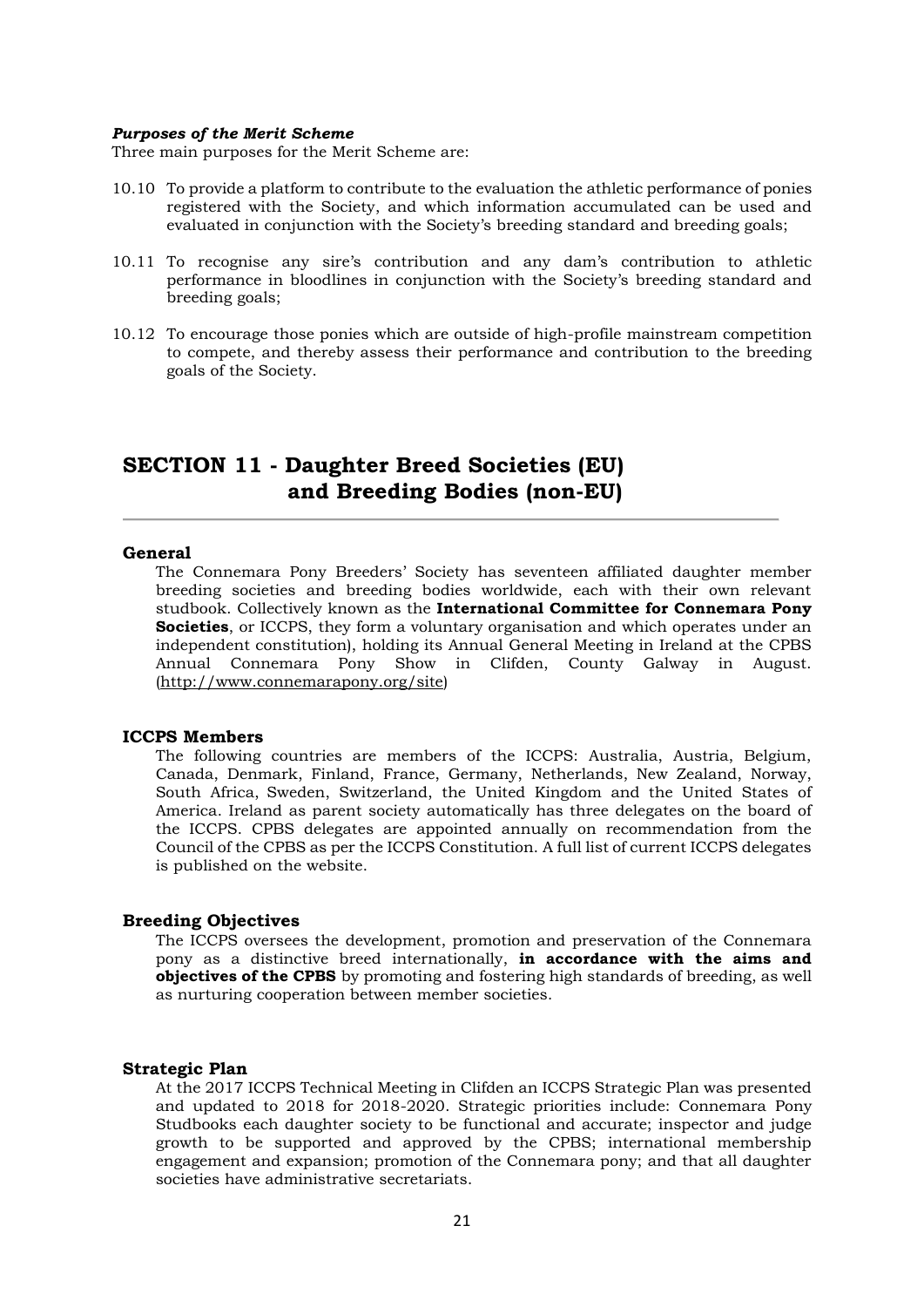***Purposes of the Merit Scheme***

Three main purposes for the Merit Scheme are:

10.10 To provide a platform to contribute to the evaluation the athletic performance of ponies registered with the Society, and which information accumulated can be used and evaluated in conjunction with the Society's breeding standard and breeding goals;

10.11 To recognise any sire's contribution and any dam's contribution to athletic performance in bloodlines in conjunction with the Society's breeding standard and breeding goals;

10.12 To encourage those ponies which are outside of high-profile mainstream competition to compete, and thereby assess their performance and contribution to the breeding goals of the Society.

# SECTION 11 - Daughter Breed Societies (EU) and Breeding Bodies (non-EU)

### General

The Connemara Pony Breeders' Society has seventeen affiliated daughter member breeding societies and breeding bodies worldwide, each with their own relevant studbook. Collectively known as the **International Committee for Connemara Pony Societies**, or ICCPS, they form a voluntary organisation and which operates under an independent constitution), holding its Annual General Meeting in Ireland at the CPBS Annual Connemara Pony Show in Clifden, County Galway in August. (http://www.connemarapony.org/site)

### ICCPS Members

The following countries are members of the ICCPS: Australia, Austria, Belgium, Canada, Denmark, Finland, France, Germany, Netherlands, New Zealand, Norway, South Africa, Sweden, Switzerland, the United Kingdom and the United States of America. Ireland as parent society automatically has three delegates on the board of the ICCPS. CPBS delegates are appointed annually on recommendation from the Council of the CPBS as per the ICCPS Constitution. A full list of current ICCPS delegates is published on the website.

### Breeding Objectives

The ICCPS oversees the development, promotion and preservation of the Connemara pony as a distinctive breed internationally, **in accordance with the aims and objectives of the CPBS** by promoting and fostering high standards of breeding, as well as nurturing cooperation between member societies.

### Strategic Plan

At the 2017 ICCPS Technical Meeting in Clifden an ICCPS Strategic Plan was presented and updated to 2018 for 2018-2020. Strategic priorities include: Connemara Pony Studbooks each daughter society to be functional and accurate; inspector and judge growth to be supported and approved by the CPBS; international membership engagement and expansion; promotion of the Connemara pony; and that all daughter societies have administrative secretariats.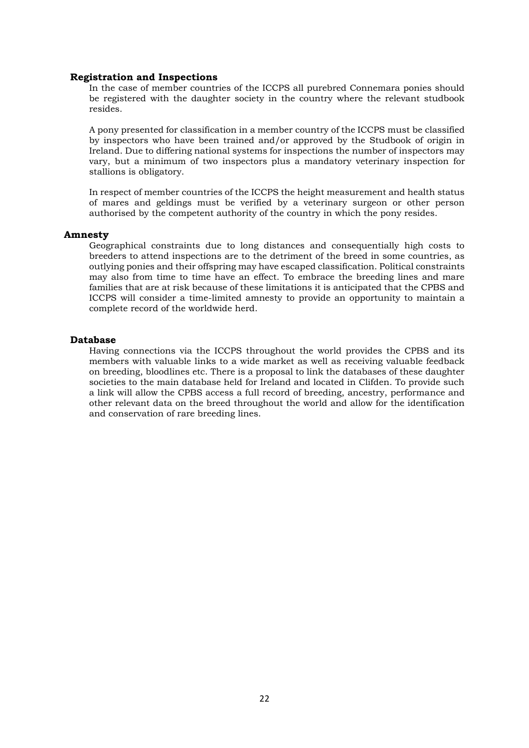### Registration and Inspections

In the case of member countries of the ICCPS all purebred Connemara ponies should be registered with the daughter society in the country where the relevant studbook resides.

A pony presented for classification in a member country of the ICCPS must be classified by inspectors who have been trained and/or approved by the Studbook of origin in Ireland. Due to differing national systems for inspections the number of inspectors may vary, but a minimum of two inspectors plus a mandatory veterinary inspection for stallions is obligatory.

In respect of member countries of the ICCPS the height measurement and health status of mares and geldings must be verified by a veterinary surgeon or other person authorised by the competent authority of the country in which the pony resides.

### Amnesty

Geographical constraints due to long distances and consequentially high costs to breeders to attend inspections are to the detriment of the breed in some countries, as outlying ponies and their offspring may have escaped classification. Political constraints may also from time to time have an effect. To embrace the breeding lines and mare families that are at risk because of these limitations it is anticipated that the CPBS and ICCPS will consider a time-limited amnesty to provide an opportunity to maintain a complete record of the worldwide herd.

### Database

Having connections via the ICCPS throughout the world provides the CPBS and its members with valuable links to a wide market as well as receiving valuable feedback on breeding, bloodlines etc. There is a proposal to link the databases of these daughter societies to the main database held for Ireland and located in Clifden. To provide such a link will allow the CPBS access a full record of breeding, ancestry, performance and other relevant data on the breed throughout the world and allow for the identification and conservation of rare breeding lines.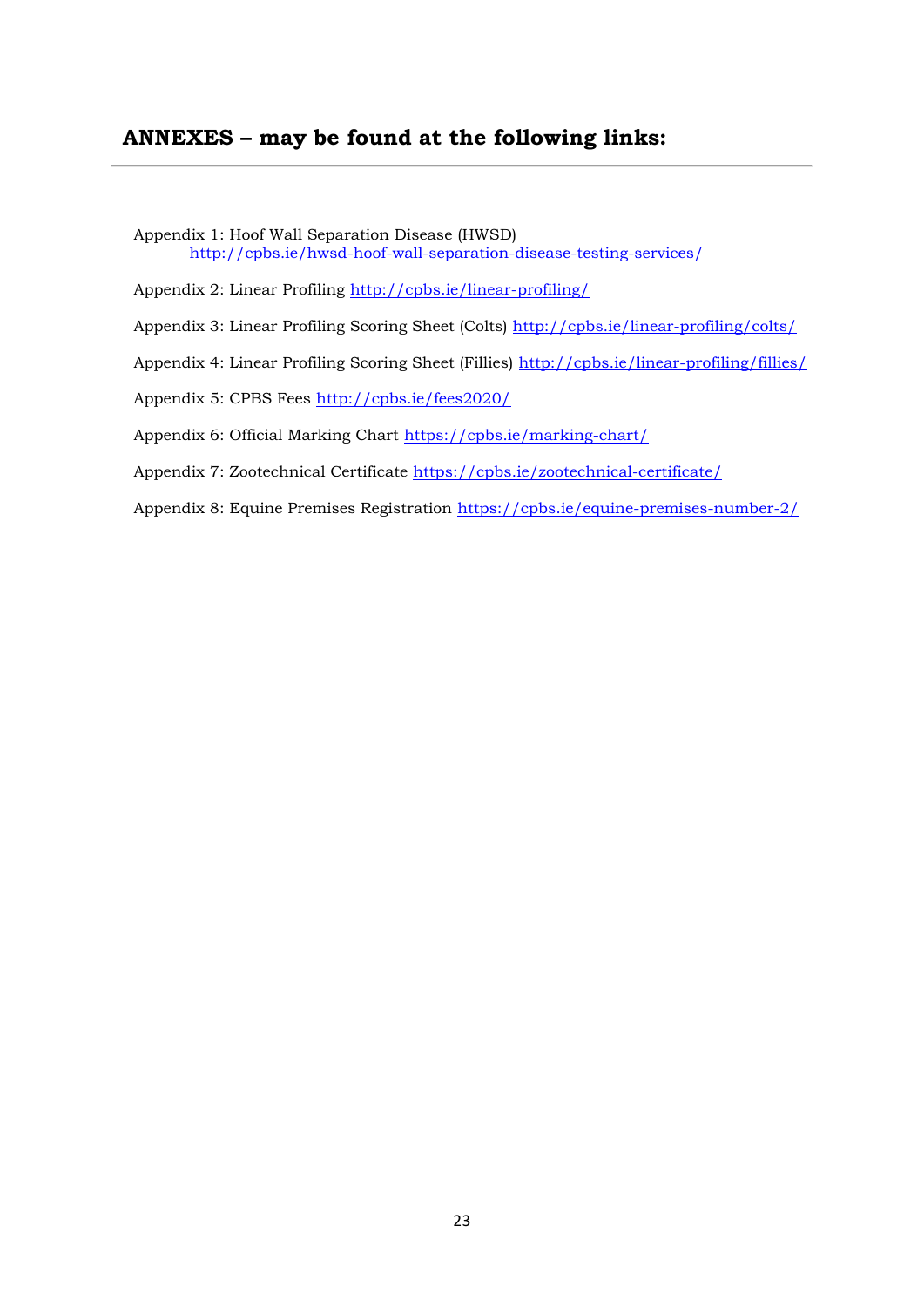## ANNEXES – may be found at the following links:

Appendix 1: Hoof Wall Separation Disease (HWSD)
http://cpbs.ie/hwsd-hoof-wall-separation-disease-testing-services/

Appendix 2: Linear Profiling http://cpbs.ie/linear-profiling/

Appendix 3: Linear Profiling Scoring Sheet (Colts) http://cpbs.ie/linear-profiling/colts/

Appendix 4: Linear Profiling Scoring Sheet (Fillies) http://cpbs.ie/linear-profiling/fillies/

Appendix 5: CPBS Fees http://cpbs.ie/fees2020/

Appendix 6: Official Marking Chart https://cpbs.ie/marking-chart/

Appendix 7: Zootechnical Certificate https://cpbs.ie/zootechnical-certificate/

Appendix 8: Equine Premises Registration https://cpbs.ie/equine-premises-number-2/